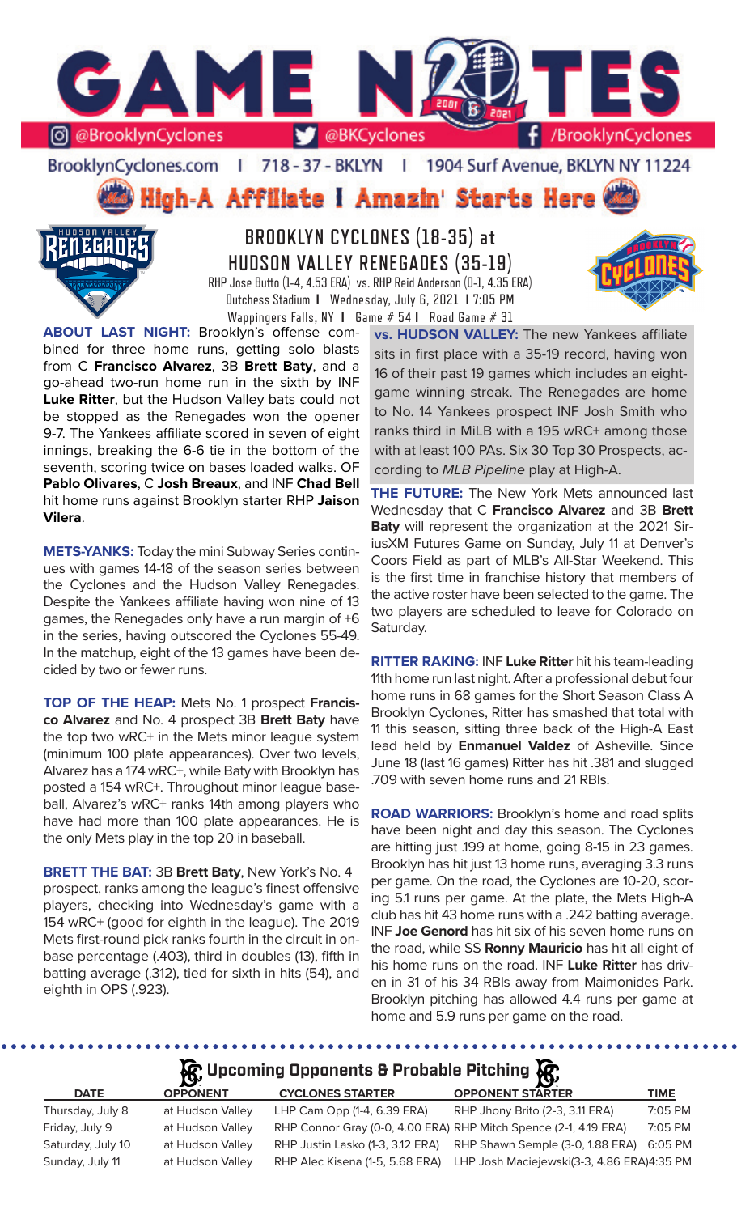# GAME NOTES

@BrooklynCyclones | @BKCyclones | /BrooklynCyclones

BrooklynCyclones.com | 718 - 37 - BKLYN | 1904 Surf Avenue, BKLYN NY 11224

**High-A Affiliate I Amazin' Starts Here**

## BROOKLYN CYCLONES (18-35) at HUDSON VALLEY RENEGADES (35-19)

RHP Jose Butto (1-4, 4.53 ERA) vs. RHP Reid Anderson (0-1, 4.35 ERA)
Dutchess Stadium I Wednesday, July 6, 2021 I 7:05 PM
Wappingers Falls, NY I Game # 54 I Road Game # 31

**ABOUT LAST NIGHT:** Brooklyn's offense combined for three home runs, getting solo blasts from C **Francisco Alvarez**, 3B **Brett Baty**, and a go-ahead two-run home run in the sixth by INF **Luke Ritter**, but the Hudson Valley bats could not be stopped as the Renegades won the opener 9-7. The Yankees affiliate scored in seven of eight innings, breaking the 6-6 tie in the bottom of the seventh, scoring twice on bases loaded walks. OF **Pablo Olivares**, C **Josh Breaux**, and INF **Chad Bell** hit home runs against Brooklyn starter RHP **Jaison Vilera**.

**METS-YANKS:** Today the mini Subway Series continues with games 14-18 of the season series between the Cyclones and the Hudson Valley Renegades. Despite the Yankees affiliate having won nine of 13 games, the Renegades only have a run margin of +6 in the series, having outscored the Cyclones 55-49. In the matchup, eight of the 13 games have been decided by two or fewer runs.

**TOP OF THE HEAP:** Mets No. 1 prospect **Francisco Alvarez** and No. 4 prospect 3B **Brett Baty** have the top two wRC+ in the Mets minor league system (minimum 100 plate appearances). Over two levels, Alvarez has a 174 wRC+, while Baty with Brooklyn has posted a 154 wRC+. Throughout minor league baseball, Alvarez's wRC+ ranks 14th among players who have had more than 100 plate appearances. He is the only Mets play in the top 20 in baseball.

**BRETT THE BAT:** 3B **Brett Baty**, New York's No. 4 prospect, ranks among the league's finest offensive players, checking into Wednesday's game with a 154 wRC+ (good for eighth in the league). The 2019 Mets first-round pick ranks fourth in the circuit in on-base percentage (.403), third in doubles (13), fifth in batting average (.312), tied for sixth in hits (54), and eighth in OPS (.923).

**vs. HUDSON VALLEY:** The new Yankees affiliate sits in first place with a 35-19 record, having won 16 of their past 19 games which includes an eight-game winning streak. The Renegades are home to No. 14 Yankees prospect INF Josh Smith who ranks third in MiLB with a 195 wRC+ among those with at least 100 PAs. Six 30 Top 30 Prospects, according to *MLB Pipeline* play at High-A.

**THE FUTURE:** The New York Mets announced last Wednesday that C **Francisco Alvarez** and 3B **Brett Baty** will represent the organization at the 2021 SiriusXM Futures Game on Sunday, July 11 at Denver's Coors Field as part of MLB's All-Star Weekend. This is the first time in franchise history that members of the active roster have been selected to the game. The two players are scheduled to leave for Colorado on Saturday.

**RITTER RAKING:** INF **Luke Ritter** hit his team-leading 11th home run last night. After a professional debut four home runs in 68 games for the Short Season Class A Brooklyn Cyclones, Ritter has smashed that total with 11 this season, sitting three back of the High-A East lead held by **Enmanuel Valdez** of Asheville. Since June 18 (last 16 games) Ritter has hit .381 and slugged .709 with seven home runs and 21 RBIs.

**ROAD WARRIORS:** Brooklyn's home and road splits have been night and day this season. The Cyclones are hitting just .199 at home, going 8-15 in 23 games. Brooklyn has hit just 13 home runs, averaging 3.3 runs per game. On the road, the Cyclones are 10-20, scoring 5.1 runs per game. At the plate, the Mets High-A club has hit 43 home runs with a .242 batting average. INF **Joe Genord** has hit six of his seven home runs on the road, while SS **Ronny Mauricio** has hit all eight of his home runs on the road. INF **Luke Ritter** has driven in 31 of his 34 RBIs away from Maimonides Park. Brooklyn pitching has allowed 4.4 runs per game at home and 5.9 runs per game on the road.

## Upcoming Opponents & Probable Pitching

| DATE | OPPONENT | CYCLONES STARTER | OPPONENT STARTER | TIME |
|---|---|---|---|---|
| Thursday, July 8 | at Hudson Valley | LHP Cam Opp (1-4, 6.39 ERA) | RHP Jhony Brito (2-3, 3.11 ERA) | 7:05 PM |
| Friday, July 9 | at Hudson Valley | RHP Connor Gray (0-0, 4.00 ERA) | RHP Mitch Spence (2-1, 4.19 ERA) | 7:05 PM |
| Saturday, July 10 | at Hudson Valley | RHP Justin Lasko (1-3, 3.12 ERA) | RHP Shawn Semple (3-0, 1.88 ERA) | 6:05 PM |
| Sunday, July 11 | at Hudson Valley | RHP Alec Kisena (1-5, 5.68 ERA) | LHP Josh Maciejewski(3-3, 4.86 ERA) | 4:35 PM |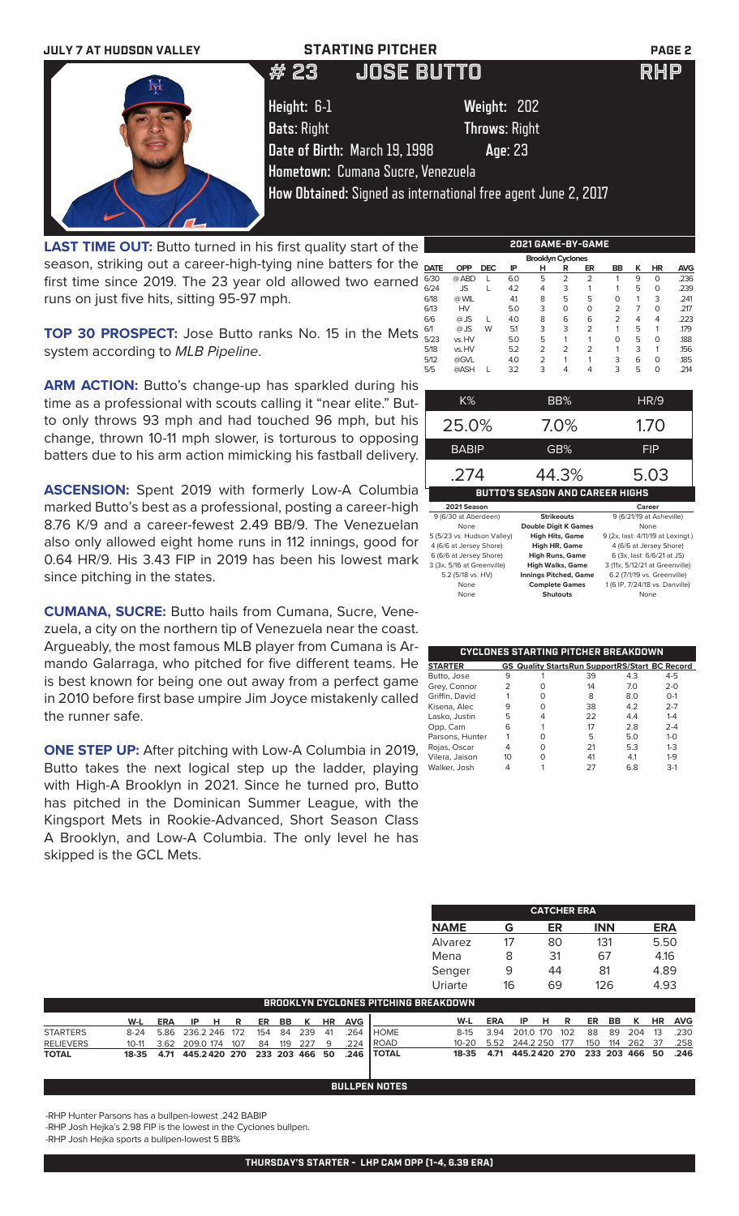# STARTING PITCHER

## # 23 JOSE BUTTO RHP

**Height:** 6-1 **Weight:** 202
**Bats:** Right **Throws:** Right
**Date of Birth:** March 19, 1998 **Age:** 23
**Hometown:** Cumana Sucre, Venezuela
**How Obtained:** Signed as international free agent June 2, 2017

**LAST TIME OUT:** Butto turned in his first quality start of the season, striking out a career-high-tying nine batters for the first time since 2019. The 23 year old allowed two earned runs on just five hits, sitting 95-97 mph.

**TOP 30 PROSPECT:** Jose Butto ranks No. 15 in the Mets system according to *MLB Pipeline*.

**ARM ACTION:** Butto's change-up has sparkled during his time as a professional with scouts calling it "near elite." Butto only throws 93 mph and had touched 96 mph, but his change, thrown 10-11 mph slower, is torturous to opposing batters due to his arm action mimicking his fastball delivery.

**ASCENSION:** Spent 2019 with formerly Low-A Columbia marked Butto's best as a professional, posting a career-high 8.76 K/9 and a career-fewest 2.49 BB/9. The Venezuelan also only allowed eight home runs in 112 innings, good for 0.64 HR/9. His 3.43 FIP in 2019 has been his lowest mark since pitching in the states.

**CUMANA, SUCRE:** Butto hails from Cumana, Sucre, Venezuela, a city on the northern tip of Venezuela near the coast. Argueably, the most famous MLB player from Cumana is Armando Galarraga, who pitched for five different teams. He is best known for being one out away from a perfect game in 2010 before first base umpire Jim Joyce mistakenly called the runner safe.

**ONE STEP UP:** After pitching with Low-A Columbia in 2019, Butto takes the next logical step up the ladder, playing with High-A Brooklyn in 2021. Since he turned pro, Butto has pitched in the Dominican Summer League, with the Kingsport Mets in Rookie-Advanced, Short Season Class A Brooklyn, and Low-A Columbia. The only level he has skipped is the GCL Mets.

### 2021 GAME-BY-GAME

| Brooklyn Cyclones | | | | | | | | | | |
|---|---|---|---|---|---|---|---|---|---|---|
| DATE | OPP | DEC | IP | H | R | ER | BB | K | HR | AVG |
| 6/30 | @ABD | L | 6.0 | 5 | 2 | 2 | 1 | 9 | 0 | .236 |
| 6/24 | JS | L | 4.2 | 4 | 3 | 1 | 1 | 5 | 0 | .239 |
| 6/18 | @WIL | | 4.1 | 8 | 5 | 5 | 0 | 1 | 3 | .241 |
| 6/13 | HV | | 5.0 | 3 | 0 | 0 | 2 | 7 | 0 | .217 |
| 6/6 | @JS | L | 4.0 | 8 | 6 | 6 | 2 | 4 | 4 | .223 |
| 6/1 | @JS | W | 5.1 | 3 | 3 | 2 | 1 | 5 | 1 | .179 |
| 5/23 | vs.HV | | 5.0 | 5 | 1 | 1 | 0 | 5 | 0 | .188 |
| 5/18 | vs.HV | | 5.2 | 2 | 2 | 2 | 1 | 3 | 1 | .156 |
| 5/12 | @GVL | | 4.0 | 2 | 1 | 1 | 3 | 6 | 0 | .185 |
| 5/5 | @ASH | L | 3.2 | 3 | 4 | 4 | 3 | 5 | 0 | .214 |

| K% | BB% | HR/9 |
|---|---|---|
| 25.0% | 7.0% | 1.70 |

| BABIP | GB% | FIP |
|---|---|---|
| .274 | 44.3% | 5.03 |

### BUTTO'S SEASON AND CAREER HIGHS

| 2021 Season | | Career |
|---|---|---|
| 9 (6/30 at Aberdeen) | Strikeouts | 9 (6/21/19 at Asheville) |
| None | Double Digit K Games | None |
| 5 (5/23 vs. Hudson Valley) | High Hits, Game | 9 (2x, last: 4/11/19 at Lexingt.) |
| 4 (6/6 at Jersey Shore) | High HR, Game | 4 (6/6 at Jersey Shore) |
| 6 (6/6 at Jersey Shore) | High Runs, Game | 6 (3x, last: 6/6/21 at JS) |
| 3 (3x, 5/16 at Greenville) | High Walks, Game | 3 (11x, 5/12/21 at Greenville) |
| 5.2 (5/18 vs. HV) | Innings Pitched, Game | 6.2 (7/1/19 vs. Greenville) |
| None | Complete Games | 1 (6 IP, 7/24/18 vs. Danville) |
| None | Shutouts | None |

### CYCLONES STARTING PITCHER BREAKDOWN

| STARTER | GS | Quality Starts | Run Support | RS/Start | BC Record |
|---|---|---|---|---|---|
| Butto, Jose | 9 | 1 | 39 | 4.3 | 4-5 |
| Grey, Connor | 2 | 0 | 14 | 7.0 | 2-0 |
| Griffin, David | 1 | 0 | 8 | 8.0 | 0-1 |
| Kisena, Alec | 9 | 0 | 38 | 4.2 | 2-7 |
| Lasko, Justin | 5 | 4 | 22 | 4.4 | 1-4 |
| Opp, Cam | 6 | 1 | 17 | 2.8 | 2-4 |
| Parsons, Hunter | 1 | 0 | 5 | 5.0 | 1-0 |
| Rojas, Oscar | 4 | 0 | 21 | 5.3 | 1-3 |
| Vilera, Jaison | 10 | 0 | 41 | 4.1 | 1-9 |
| Walker, Josh | 4 | 1 | 27 | 6.8 | 3-1 |

### CATCHER ERA

| NAME | G | ER | INN | ERA |
|---|---|---|---|---|
| Alvarez | 17 | 80 | 131 | 5.50 |
| Mena | 8 | 31 | 67 | 4.16 |
| Senger | 9 | 44 | 81 | 4.89 |
| Uriarte | 16 | 69 | 126 | 4.93 |

### BROOKLYN CYCLONES PITCHING BREAKDOWN

| | W-L | ERA | IP | H | R | ER | BB | K | HR | AVG |
|---|---|---|---|---|---|---|---|---|---|---|
| STARTERS | 8-24 | 5.86 | 236.2 | 246 | 172 | 154 | 84 | 239 | 41 | .264 |
| RELIEVERS | 10-11 | 3.62 | 209.0 | 174 | 107 | 84 | 119 | 227 | 9 | .224 |
| TOTAL | 18-35 | 4.71 | 445.2 | 420 | 270 | 233 | 203 | 466 | 50 | .246 |

| | W-L | ERA | IP | H | R | ER | BB | K | HR | AVG |
|---|---|---|---|---|---|---|---|---|---|---|
| HOME | 8-15 | 3.94 | 201.0 | 170 | 102 | 88 | 89 | 204 | 13 | .230 |
| ROAD | 10-20 | 5.52 | 244.2 | 250 | 177 | 150 | 114 | 262 | 37 | .258 |
| TOTAL | 18-35 | 4.71 | 445.2 | 420 | 270 | 233 | 203 | 466 | 50 | .246 |

### BULLPEN NOTES

- RHP Hunter Parsons has a bullpen-lowest .242 BABIP
- RHP Josh Hejka's 2.98 FIP is the lowest in the Cyclones bullpen.
- RHP Josh Hejka sports a bullpen-lowest 5 BB%

**THURSDAY'S STARTER - LHP CAM OPP (1-4, 6.39 ERA)**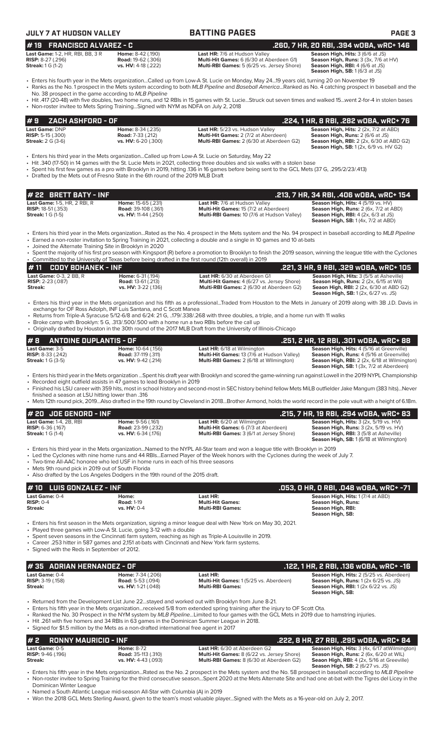## JULY 7 AT HUDSON VALLEY — BATTING PAGES

### # 19 FRANCISCO ALVAREZ - C — .260, 7 HR, 20 RBI, .394 wOBA, wRC+ 146

**Last Game:** 1-2, HR, RBI, BB, 3 R
**RISP:** 8-27 (.296)
**Streak:** 1 G (1-2)

**Home:** 8-42 (.190)
**Road:** 19-62 (.306)
**vs. HV:** 4-18 (.222)

**Last HR:** 7/6 at Hudson Valley
**Multi-Hit Games:** 6 (6/30 at Aberdeen G1)
**Multi-RBI Games:** 5 (6/25 vs. Jersey Shore)

**Season High, Hits:** 3 (6/6 at JS)
**Season High, Runs:** 3 (3x, 7/6 at HV)
**Season High, RBI:** 4 (6/6 at JS)
**Season High, SB:** 1 (6/3 at JS)

- Enters his fourth year in the Mets organization...Called up from Low-A St. Lucie on Monday, May 24...19 years old, turning 20 on November 19
- Ranks as the No. 1 prospect in the Mets system according to both *MLB Pipeline* and *Baseball America*...Ranked as No. 4 catching prospect in baseball and the No. 38 prospect in the game according to *MLB Pipeline*
- Hit .417 (20-48) with five doubles, two home runs, and 12 RBIs in 15 games with St. Lucie...Struck out seven times and walked 15...went 2-for-4 in stolen bases
- Non-roster invitee to Mets Spring Training...Signed with NYM as NDFA on July 2, 2018

### # 9 ZACH ASHFORD - OF — .224, 1 HR, 8 RBI, .282 wOBA, wRC+ 76

**Last Game:** DNP
**RISP:** 5-15 (.300)
**Streak:** 2 G (3-6)

**Home:** 8-34 (.235)
**Road:** 7-33 (.212)
**vs. HV:** 6-20 (.300)

**Last HR:** 5/23 vs. Hudson Valley
**Multi-Hit Games:** 2 (7/2 at Aberdeen)
**Multi-RBI Games:** 2 (6/30 at Aberdeen G2)

**Season High, Hits:** 2 (2x, 7/2 at ABD)
**Season High, Runs:** 2 (6/6 at JS)
**Season High, RBI:** 2 (2x, 6/30 at ABD G2)
**Season High, SB:** 1 (2x, 6/9 vs. HV G2)

- Enters his third year in the Mets organization...Called up from Low-A St. Lucie on Saturday, May 22
- Hit .340 (17-50) in 14 games with the St. Lucie Mets in 2021, collecting three doubles and six walks with a stolen base
- Spent his first few games as a pro with Brooklyn in 2019, hitting .136 in 16 games before being sent to the GCL Mets (37 G, .295/2/23/.413)
- Drafted by the Mets out of Fresno State in the 6th round of the 2019 MLB Draft

### # 22 BRETT BATY - INF — .213, 7 HR, 34 RBI, .406 wOBA, wRC+ 154

**Last Game:** 1-5, HR, 2 RBI, R
**RISP:** 18-51 (.353)
**Streak:** 1 G (1-5)

**Home:** 15-65 (.231)
**Road:** 39-108 (.361)
**vs. HV:** 11-44 (.250)

**Last HR:** 7/6 at Hudson Valley
**Multi-Hit Games:** 15 (7/2 at Aberdeen)
**Multi-RBI Games:** 10 (7/6 at Hudson Valley)

**Season High, Hits:** 4 (5/19 vs. HV)
**Season High, Runs:** 2 (6x, 7/2 at ABD)
**Season High, RBI:** 4 (2x, 6/3 at JS)
**Season High, SB:** 1 (4x, 7/2 at ABD)

- Enters his third year in the Mets organization...Rated as the No. 4 prospect in the Mets system and the No. 94 prospect in baseball according to *MLB Pipeline*
- Earned a non-roster invitation to Spring Training in 2021, collecting a double and a single in 10 games and 10 at-bats
- Joined the Alternate Training Site in Brooklyn in 2020
- Spent the majority of his first pro season with Kingsport (R) before a promotion to Brooklyn to finish the 2019 season, winning the league title with the Cyclones
- Committed to the University of Texas before being drafted in the first round (12th overall) in 2019

### # 11 CODY BOHANEK - INF — .221, 3 HR, 9 RBI, .329 wOBA, wRC+ 105

**Last Game:** 0-3, 2 BB, R
**RISP:** 2-23 (.087)
**Streak:**

**Home:** 6-31 (.194)
**Road:** 13-61 (.213)
**vs. HV:** 3-22 (.136)

**Last HR:** 6/30 at Aberdeen G1
**Multi-Hit Games:** 4 (6/27 vs. Jersey Shore)
**Multi-RBI Games:** 2 (6/30 at Aberdeen G2)

**Season High, Hits:** 3 (5/5 at Asheville)
**Season High, Runs:** 2 (2x, 6/15 at Wil)
**Seaon High, RBI:** 2 (2x, 6/30 at ABD G2)
**Season High, SB:** 1 (2x, 6/27 vs. JS)

- Enters his third year in the Mets organization and his fifth as a professional...Traded from Houston to the Mets in January of 2019 along with 3B J.D. Davis in exchange for OF Ross Adolph, INF Luis Santana, and C Scott Manea
- Returns from Triple-A Syracuse 5/12-6/8 and 6/24: 21 G, ..179/.338/.268 with three doubles, a triple, and a home run with 11 walks
- Broke camp with Brooklyn: 5 G, .313/.500/.500 with a home run a two RBIs before the call up
- Originally drafted by Houston in the 30th round of the 2017 MLB Draft from the University of Illinois-Chicago

### # 8 ANTOINE DUPLANTIS - OF — .251, 2 HR, 12 RBI, .301 wOBA, wRC+ 88

**Last Game:** 3-5
**RISP:** 8-33 (.242)
**Streak:** 1 G (3-5)

**Home:** 10-64 (.156)
**Road:** 37-119 (.311)
**vs. HV:** 9-42 (.214)

**Last HR:** 6/18 at Wilmington
**Multi-Hit Games:** 13 (7/6 at Hudson Valley)
**Multi-RBI Games:** 2 (6/18 at Wilmington)

**Season High, Hits:** 4 (5/16 at Greenville)
**Season High, Runs:** 4 (5/16 at Greenville)
**Season High, RBI:** 2 (2x, 6/18 at Wilmington)
**Season High, SB:** 1 (3x, 7/2 at Aberdeen)

- Enters his third year in the Mets organization ...Spent his draft year with Brooklyn and scored the game-winning run against Lowell in the 2019 NYPL Championship
- Recorded eight outfield assists in 47 games to lead Brooklyn in 2019
- Finished his LSU career with 359 hits, most in school history and second-most in SEC history behind fellow Mets MiLB outfielder Jake Mangum (383 hits)...Never finished a season at LSU hitting lower than .316
- Mets 12th round pick, 2019...Also drafted in the 19th round by Cleveland in 2018...Brother Armond, holds the world record in the pole vault with a height of 6.18m.

### # 20 JOE GENORD - INF — .215, 7 HR, 19 RBI, .294 wOBA, wRC+ 83

**Last Game:** 1-4, 2B, RBI
**RISP:** 6-36 (.167)
**Streak:** 1 G (1-4)

**Home:** 9-56 (.161)
**Road:** 23-99 (.232)
**vs. HV:** 6-34 (.176)

**Last HR:** 6/20 at Wilmington
**Multi-Hit Games:** 6 (7/3 at Aberdeen)
**Multi-RBI Games:** 3 (6/1 at Jersey Shore)

**Season High, Hits:** 3 (2x, 5/19 vs. HV)
**Season High, Runs:** 3 (2x, 5/19 vs. HV)
**Season High, RBI:** 3 (5/8 at Asheville)
**Season High, SB:** 1 (6/18 at Wilmington)

- Enters his third year in the Mets organization...Named to the NYPL All-Star team and won a league title with Brooklyn in 2019
- Led the Cyclones with nine home runs and 44 RBIs...Earned Player of the Week honors with the Cyclones during the week of July 7.
- Two-time All-AAC honoree who led USF in home runs in each of his three seasons
- Mets 9th round pick in 2019 out of South Florida
- Also drafted by the Los Angeles Dodgers in the 19th round of the 2015 draft.

### # 10 LUIS GONZALEZ - INF — .053, 0 HR, 0 RBI, .048 wOBA, wRC+ -71

**Last Game:** 0-4
**RISP:** 0-4
**Streak:**

**Home:**
**Road:** 1-19
**vs. HV:** 0-4

**Last HR:**
**Multi-Hit Games:**
**Multi-RBI Games:**

**Season High, Hits:** 1 (7/4 at ABD)
**Season High, Runs:**
**Season High, RBI:**
**Season High, SB:**

- Enters his first season in the Mets organization, signing a minor league deal with New York on May 30, 2021.
- Played three games with Low-A St. Lucie, going 3-12 with a double
- Spent seven seasons in the Cincinnati farm system, reaching as high as Triple-A Louisville in 2019.
- Career .253 hitter in 587 games and 2,151 at-bats with Cincinnati and New York farm systems.
- Signed with the Reds in September of 2012.

### # 35 ADRIAN HERNANDEZ - OF — .122, 1 HR, 2 RBI, .136 wOBA, wRC+ -16

**Last Game:** 0-4
**RISP:** 3-19 (.158)
**Streak:**

**Home:** 7-34 (.206)
**Road:** 5-53 (.094)
**vs. HV:** 1-21 (.048)

**Last HR:**
**Multi-Hit Games:** 1 (5/25 vs. Aberdeen)
**Multi-RBI Games:**

**Season High, Hits:** 2 (5/25 vs. Aberdeen)
**Season High, Runs:** 1 (2x 6/25 vs. JS)
**Season High, RBI:** 1 (2x 6/22 vs. JS)
**Season High, SB:**

- Returned from the Development List June 22...stayed and worked out with Brooklyn from June 8-21.
- Enters his fifth year in the Mets organization...received 5/8 from extended spring training after the injury to OF Scott Ota.
- Ranked the No. 30 Prospect in the NYM system by *MLB Pipeline*...Limited to four games with the GCL Mets in 2019 due to hamstring injuries.
- Hit .261 with five homers and 34 RBIs in 63 games in the Dominican Summer League in 2018.
- Signed for $1.5 million by the Mets as a non-drafted international free agent in 2017

### # 2 RONNY MAURICIO - INF — .222, 8 HR, 27 RBI, .295 wOBA, wRC+ 84

**Last Game:** 0-5
**RISP:** 9-46 (.196)
**Streak:**

**Home:** 8-72
**Road:** 35-113 (.310)
**vs. HV:** 4-43 (.093)

**Last HR:** 6/30 at Aberdeen G2
**Multi-Hit Games:** 8 (6/22 vs. Jersey Shore)
**Multi-RBI Games:** 8 (6/30 at Aberdeen G2)

**Season High, Hits:** 3 (4x, 6/17 atWilmington)
**Season High, Runs:** 2 (6x, 6/20 at WIL)
**Seaon High, RBI:** 4 (2x, 5/16 at Greeville)
**Season High, SB:** 2 (6/27 vs. JS)

- Enters his fifth year in the Mets organization...Rated as the No. 2 prospect in the Mets system and the No. 58 prospect in baseball according to *MLB Pipeline*
- Non-roster invitee to Spring Training for the third consecutive season...Spent 2020 at the Mets Alternate Site and had one at-bat with the Tigres del Licey in the Dominican Winter League
- Named a South Atlantic League mid-season All-Star with Columbia (A) in 2019
- Won the 2018 GCL Mets Sterling Award, given to the team's most valuable player...Signed with the Mets as a 16-year-old on July 2, 2017.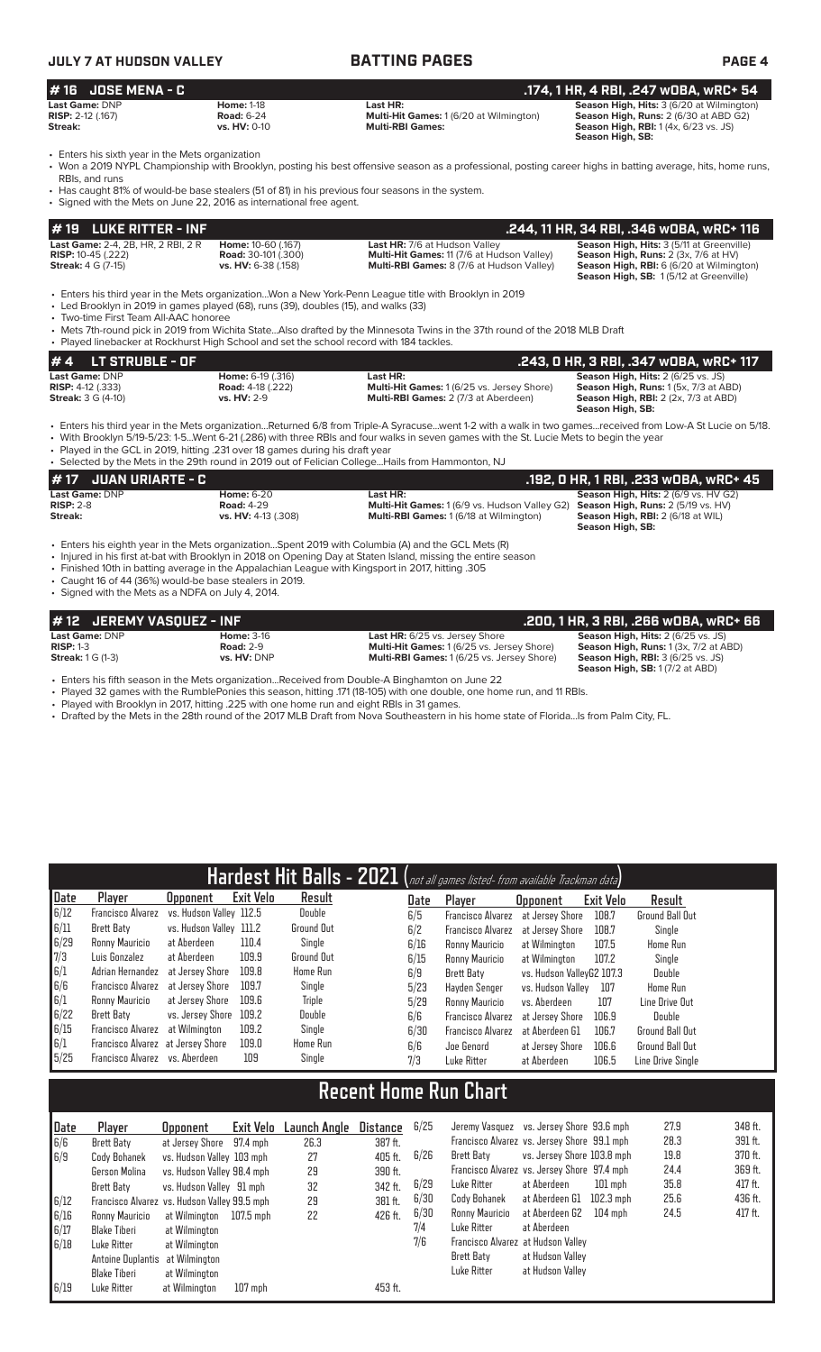## BATTING PAGES

### # 16 JOSE MENA - C — .174, 1 HR, 4 RBI, .247 wOBA, wRC+ 54

**Last Game:** DNP | **Home:** 1-18 | **Last HR:** | **Season High, Hits:** 3 (6/20 at Wilmington)
**RISP:** 2-12 (.167) | **Road:** 6-24 | **Multi-Hit Games:** 1 (6/20 at Wilmington) | **Season High, Runs:** 2 (6/30 at ABD G2)
**Streak:** | **vs. HV:** 0-10 | **Multi-RBI Games:** | **Season High, RBI:** 1 (4x, 6/23 vs. JS)
**Season High, SB:**

- Enters his sixth year in the Mets organization
- Won a 2019 NYPL Championship with Brooklyn, posting his best offensive season as a professional, posting career highs in batting average, hits, home runs, RBIs, and runs
- Has caught 81% of would-be base stealers (51 of 81) in his previous four seasons in the system.
- Signed with the Mets on June 22, 2016 as international free agent.

### # 19 LUKE RITTER - INF — .244, 11 HR, 34 RBI, .346 wOBA, wRC+ 116

**Last Game:** 2-4, 2B, HR, 2 RBI, 2 R | **Home:** 10-60 (.167) | **Last HR:** 7/6 at Hudson Valley | **Season High, Hits:** 3 (5/11 at Greenville)
**RISP:** 10-45 (.222) | **Road:** 30-101 (.300) | **Multi-Hit Games:** 11 (7/6 at Hudson Valley) | **Season High, Runs:** 2 (3x, 7/6 at HV)
**Streak:** 4 G (7-15) | **vs. HV:** 6-38 (.158) | **Multi-RBI Games:** 8 (7/6 at Hudson Valley) | **Season High, RBI:** 6 (6/20 at Wilmington)
**Season High, SB:** 1 (5/12 at Greenville)

- Enters his third year in the Mets organization...Won a New York-Penn League title with Brooklyn in 2019
- Led Brooklyn in 2019 in games played (68), runs (39), doubles (15), and walks (33)
- Two-time First Team All-AAC honoree
- Mets 7th-round pick in 2019 from Wichita State...Also drafted by the Minnesota Twins in the 37th round of the 2018 MLB Draft
- Played linebacker at Rockhurst High School and set the school record with 184 tackles.

### # 4 LT STRUBLE - OF — .243, 0 HR, 3 RBI, .347 wOBA, wRC+ 117

**Last Game:** DNP | **Home:** 6-19 (.316) | **Last HR:** | **Season High, Hits:** 2 (6/25 vs. JS)
**RISP:** 4-12 (.333) | **Road:** 4-18 (.222) | **Multi-Hit Games:** 1 (6/25 vs. Jersey Shore) | **Season High, Runs:** 1 (5x, 7/3 at ABD)
**Streak:** 3 G (4-10) | **vs. HV:** 2-9 | **Multi-RBI Games:** 2 (7/3 at Aberdeen) | **Season High, RBI:** 2 (2x, 7/3 at ABD)
**Season High, SB:**

- Enters his third year in the Mets organization...Returned 6/8 from Triple-A Syracuse...went 1-2 with a walk in two games...received from Low-A St Lucie on 5/18.
- With Brooklyn 5/19-5/23: 1-5...Went 6-21 (.286) with three RBIs and four walks in seven games with the St. Lucie Mets to begin the year
- Played in the GCL in 2019, hitting .231 over 18 games during his draft year
- Selected by the Mets in the 29th round in 2019 out of Felician College...Hails from Hammonton, NJ

### # 17 JUAN URIARTE - C — .192, 0 HR, 1 RBI, .233 wOBA, wRC+ 45

**Last Game:** DNP | **Home:** 6-20 | **Last HR:** | **Season High, Hits:** 2 (6/9 vs. HV G2)
**RISP:** 2-8 | **Road:** 4-29 | **Multi-Hit Games:** 1 (6/9 vs. Hudson Valley G2) | **Season High, Runs:** 2 (5/19 vs. HV)
**Streak:** | **vs. HV:** 4-13 (.308) | **Multi-RBI Games:** 1 (6/18 at Wilmington) | **Season High, RBI:** 2 (6/18 at WIL)
**Season High, SB:**

- Enters his eighth year in the Mets organization...Spent 2019 with Columbia (A) and the GCL Mets (R)
- Injured in his first at-bat with Brooklyn in 2018 on Opening Day at Staten Island, missing the entire season
- Finished 10th in batting average in the Appalachian League with Kingsport in 2017, hitting .305
- Caught 16 of 44 (36%) would-be base stealers in 2019.
- Signed with the Mets as a NDFA on July 4, 2014.

### # 12 JEREMY VASQUEZ - INF — .200, 1 HR, 3 RBI, .266 wOBA, wRC+ 66

**Last Game:** DNP | **Home:** 3-16 | **Last HR:** 6/25 vs. Jersey Shore | **Season High, Hits:** 2 (6/25 vs. JS)
**RISP:** 1-3 | **Road:** 2-9 | **Multi-Hit Games:** 1 (6/25 vs. Jersey Shore) | **Season High, Runs:** 1 (3x, 7/2 at ABD)
**Streak:** 1 G (1-3) | **vs. HV:** DNP | **Multi-RBI Games:** 1 (6/25 vs. Jersey Shore) | **Season High, RBI:** 3 (6/25 vs. JS)
**Season High, SB:** 1 (7/2 at ABD)

- Enters his fifth season in the Mets organization...Received from Double-A Binghamton on June 22
- Played 32 games with the RumblePonies this season, hitting .171 (18-105) with one double, one home run, and 11 RBIs.
- Played with Brooklyn in 2017, hitting .225 with one home run and eight RBIs in 31 games.
- Drafted by the Mets in the 28th round of the 2017 MLB Draft from Nova Southeastern in his home state of Florida...Is from Palm City, FL.

## Hardest Hit Balls - 2021 (not all games listed- from available Trackman data)

| Date | Player | Opponent | Exit Velo | Result |
|---|---|---|---|---|
| 6/12 | Francisco Alvarez | vs. Hudson Valley | 112.5 | Double |
| 6/11 | Brett Baty | vs. Hudson Valley | 111.2 | Ground Out |
| 6/29 | Ronny Mauricio | at Aberdeen | 110.4 | Single |
| 7/3 | Luis Gonzalez | at Aberdeen | 109.9 | Ground Out |
| 6/1 | Adrian Hernandez | at Jersey Shore | 109.8 | Home Run |
| 6/6 | Francisco Alvarez | at Jersey Shore | 109.7 | Single |
| 6/1 | Ronny Mauricio | at Jersey Shore | 109.6 | Triple |
| 6/22 | Brett Baty | vs. Jersey Shore | 109.2 | Double |
| 6/15 | Francisco Alvarez | at Wilmington | 109.2 | Single |
| 6/1 | Francisco Alvarez | at Jersey Shore | 109.0 | Home Run |
| 5/25 | Francisco Alvarez | vs. Aberdeen | 109 | Single |
| 6/5 | Francisco Alvarez | at Jersey Shore | 108.7 | Ground Ball Out |
| 6/2 | Francisco Alvarez | at Jersey Shore | 108.7 | Single |
| 6/16 | Ronny Mauricio | at Wilmington | 107.5 | Home Run |
| 6/15 | Ronny Mauricio | at Wilmington | 107.2 | Single |
| 6/9 | Brett Baty | vs. Hudson Valley G2 | 107.3 | Double |
| 5/23 | Hayden Senger | vs. Hudson Valley | 107 | Home Run |
| 5/29 | Ronny Mauricio | vs. Aberdeen | 107 | Line Drive Out |
| 6/6 | Francisco Alvarez | at Jersey Shore | 106.9 | Double |
| 6/30 | Francisco Alvarez | at Aberdeen G1 | 106.7 | Ground Ball Out |
| 6/6 | Joe Genord | at Jersey Shore | 106.6 | Ground Ball Out |
| 7/3 | Luke Ritter | at Aberdeen | 106.5 | Line Drive Single |

## Recent Home Run Chart

| Date | Player | Opponent | Exit Velo | Launch Angle | Distance |
|---|---|---|---|---|---|
| 6/6 | Brett Baty | at Jersey Shore | 97.4 mph | 26.3 | 387 ft. |
| 6/9 | Cody Bohanek | vs. Hudson Valley | 103 mph | 27 | 405 ft. |
| | Gerson Molina | vs. Hudson Valley | 98.4 mph | 29 | 390 ft. |
| | Brett Baty | vs. Hudson Valley | 91 mph | 32 | 342 ft. |
| 6/12 | Francisco Alvarez | vs. Hudson Valley | 99.5 mph | 29 | 381 ft. |
| 6/16 | Ronny Mauricio | at Wilmington | 107.5 mph | 22 | 426 ft. |
| 6/17 | Blake Tiberi | at Wilmington | | | |
| 6/18 | Luke Ritter | at Wilmington | | | |
| | Antoine Duplantis | at Wilmington | | | |
| | Blake Tiberi | at Wilmington | | | |
| 6/19 | Luke Ritter | at Wilmington | 107 mph | | 453 ft. |
| 6/25 | Jeremy Vasquez | vs. Jersey Shore | 93.6 mph | 27.9 | 348 ft. |
| | Francisco Alvarez | vs. Jersey Shore | 99.1 mph | 28.3 | 391 ft. |
| 6/26 | Brett Baty | vs. Jersey Shore | 103.8 mph | 19.8 | 370 ft. |
| | Francisco Alvarez | vs. Jersey Shore | 97.4 mph | 24.4 | 369 ft. |
| 6/29 | Luke Ritter | at Aberdeen | 101 mph | 35.8 | 417 ft. |
| 6/30 | Cody Bohanek | at Aberdeen G1 | 102.3 mph | 25.6 | 436 ft. |
| 6/30 | Ronny Mauricio | at Aberdeen G2 | 104 mph | 24.5 | 417 ft. |
| 7/4 | Luke Ritter | at Aberdeen | | | |
| 7/6 | Francisco Alvarez | at Hudson Valley | | | |
| | Brett Baty | at Hudson Valley | | | |
| | Luke Ritter | at Hudson Valley | | | |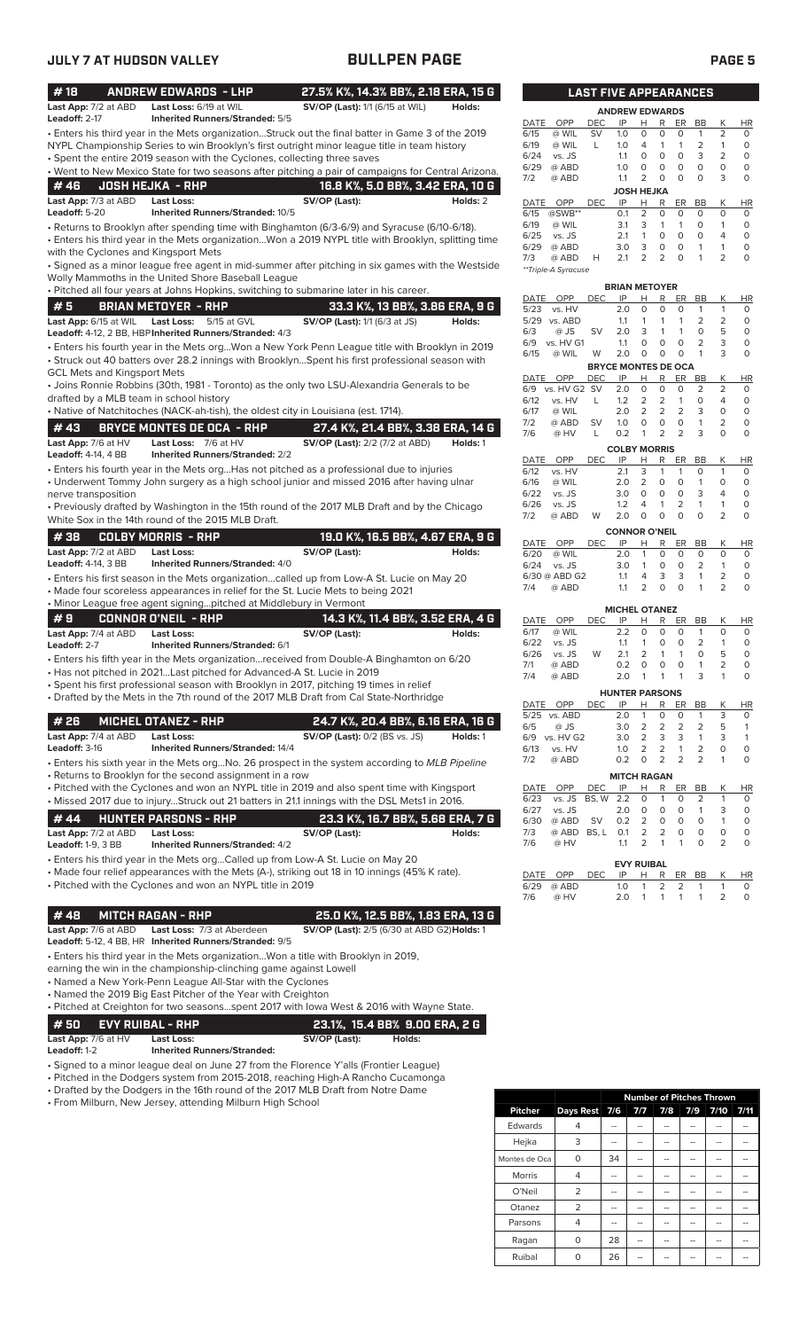## BULLPEN PAGE

### #18 ANDREW EDWARDS - LHP — 27.5% K%, 14.3% BB%, 2.18 ERA, 15 G

**Last App:** 7/2 at ABD **Last Loss:** 6/19 at WIL **SV/OP (Last):** 1/1 (6/15 at WIL) **Holds:**
**Leadoff:** 2-17 **Inherited Runners/Stranded:** 5/5

- Enters his third year in the Mets organization...Struck out the final batter in Game 3 of the 2019 NYPL Championship Series to win Brooklyn's first outright minor league title in team history
- Spent the entire 2019 season with the Cyclones, collecting three saves
- Went to New Mexico State for two seasons after pitching a pair of campaigns for Central Arizona.

### #46 JOSH HEJKA - RHP — 16.8 K%, 5.0 BB%, 3.42 ERA, 10 G

**Last App:** 7/3 at ABD **Last Loss:** **SV/OP (Last):** **Holds:** 2
**Leadoff:** 5-20 **Inherited Runners/Stranded:** 10/5

- Returns to Brooklyn after spending time with Binghamton (6/3-6/9) and Syracuse (6/10-6/18).
- Enters his third year in the Mets organization...Won a 2019 NYPL title with Brooklyn, splitting time with the Cyclones and Kingsport Mets
- Signed as a minor league free agent in mid-summer after pitching in six games with the Westside Wolly Mammoths in the United Shore Baseball League
- Pitched all four years at Johns Hopkins, switching to submarine later in his career.

### #5 BRIAN METOYER - RHP — 33.3 K%, 13 BB%, 3.86 ERA, 9 G

**Last App:** 6/15 at WIL **Last Loss:** 5/15 at GVL **SV/OP (Last):** 1/1 (6/3 at JS) **Holds:**
**Leadoff:** 4-12, 2 BB, HBP **Inherited Runners/Stranded:** 4/3

- Enters his fourth year in the Mets org...Won a New York Penn League title with Brooklyn in 2019
- Struck out 40 batters over 28.2 innings with Brooklyn...Spent his first professional season with GCL Mets and Kingsport Mets
- Joins Ronnie Robbins (30th, 1981 - Toronto) as the only two LSU-Alexandria Generals to be drafted by a MLB team in school history
- Native of Natchitoches (NACK-ah-tish), the oldest city in Louisiana (est. 1714).

### #43 BRYCE MONTES DE OCA - RHP — 27.4 K%, 21.4 BB%, 3.38 ERA, 14 G

**Last App:** 7/6 at HV **Last Loss:** 7/6 at HV **SV/OP (Last):** 2/2 (7/2 at ABD) **Holds:** 1
**Leadoff:** 4-14, 4 BB **Inherited Runners/Stranded:** 2/2

- Enters his fourth year in the Mets org...Has not pitched as a professional due to injuries
- Underwent Tommy John surgery as a high school junior and missed 2016 after having ulnar nerve transposition
- Previously drafted by Washington in the 15th round of the 2017 MLB Draft and by the Chicago White Sox in the 14th round of the 2015 MLB Draft.

### #38 COLBY MORRIS - RHP — 19.0 K%, 16.5 BB%, 4.67 ERA, 9 G

**Last App:** 7/2 at ABD **Last Loss:** **SV/OP (Last):** **Holds:**
**Leadoff:** 4-14, 3 BB **Inherited Runners/Stranded:** 4/0

- Enters his first season in the Mets organization...called up from Low-A St. Lucie on May 20
- Made four scoreless appearances in relief for the St. Lucie Mets to being 2021
- Minor League free agent signing...pitched at Middlebury in Vermont

### #9 CONNOR O'NEIL - RHP — 14.3 K%, 11.4 BB%, 3.52 ERA, 4 G

**Last App:** 7/4 at ABD **Last Loss:** **SV/OP (Last):** **Holds:**
**Leadoff:** 2-7 **Inherited Runners/Stranded:** 6/1

- Enters his fifth year in the Mets organization...received from Double-A Binghamton on 6/20
- Has not pitched in 2021...Last pitched for Advanced-A St. Lucie in 2019
- Spent his first professional season with Brooklyn in 2017, pitching 19 times in relief
- Drafted by the Mets in the 7th round of the 2017 MLB Draft from Cal State-Northridge

### #26 MICHEL OTANEZ - RHP — 24.7 K%, 20.4 BB%, 6.16 ERA, 16 G

**Last App:** 7/4 at ABD **Last Loss:** **SV/OP (Last):** 0/2 (BS vs. JS) **Holds:** 1
**Leadoff:** 3-16 **Inherited Runners/Stranded:** 14/4

- Enters his sixth year in the Mets org...No. 26 prospect in the system according to *MLB Pipeline*
- Returns to Brooklyn for the second assignment in a row
- Pitched with the Cyclones and won an NYPL title in 2019 and also spent time with Kingsport
- Missed 2017 due to injury...Struck out 21 batters in 21.1 innings with the DSL Mets1 in 2016.

### #44 HUNTER PARSONS - RHP — 23.3 K%, 16.7 BB%, 5.68 ERA, 7 G

**Last App:** 7/2 at ABD **Last Loss:** **SV/OP (Last):** **Holds:**
**Leadoff:** 1-9, 3 BB **Inherited Runners/Stranded:** 4/2

- Enters his third year in the Mets org...Called up from Low-A St. Lucie on May 20
- Made four relief appearances with the Mets (A-), striking out 18 in 10 innings (45% K rate).
- Pitched with the Cyclones and won an NYPL title in 2019

### #48 MITCH RAGAN - RHP — 25.0 K%, 12.5 BB%, 1.83 ERA, 13 G

**Last App:** 7/6 at ABD **Last Loss:** 7/3 at Aberdeen **SV/OP (Last):** 2/5 (6/30 at ABD G2) **Holds:** 1
**Leadoff:** 5-12, 4 BB, HR **Inherited Runners/Stranded:** 9/5

- Enters his third year in the Mets organization...Won a title with Brooklyn in 2019, earning the win in the championship-clinching game against Lowell
- Named a New York-Penn League All-Star with the Cyclones
- Named the 2019 Big East Pitcher of the Year with Creighton
- Pitched at Creighton for two seasons...spent 2017 with Iowa West & 2016 with Wayne State.

### #50 EVY RUIBAL - RHP — 23.1%, 15.4 BB% 9.00 ERA, 2 G

**Last App:** 7/6 at HV **Last Loss:** **SV/OP (Last):** **Holds:**
**Leadoff:** 1-2 **Inherited Runners/Stranded:**

- Signed to a minor league deal on June 27 from the Florence Y'alls (Frontier League)
- Pitched in the Dodgers system from 2015-2018, reaching High-A Rancho Cucamonga
- Drafted by the Dodgers in the 16th round of the 2017 MLB Draft from Notre Dame
- From Milburn, New Jersey, attending Milburn High School

## LAST FIVE APPEARANCES

**ANDREW EDWARDS**

| DATE | OPP | DEC | IP | H | R | ER | BB | K | HR |
|---|---|---|---|---|---|---|---|---|---|
| 6/15 | @ WIL | SV | 1.0 | 0 | 0 | 0 | 1 | 2 | 0 |
| 6/19 | @ WIL | L | 1.0 | 4 | 1 | 1 | 2 | 1 | 0 |
| 6/24 | vs. JS | | 1.1 | 0 | 0 | 0 | 3 | 2 | 0 |
| 6/29 | @ ABD | | 1.0 | 0 | 0 | 0 | 0 | 0 | 0 |
| 7/2 | @ ABD | | 1.1 | 2 | 0 | 0 | 0 | 3 | 0 |

**JOSH HEJKA**

| DATE | OPP | DEC | IP | H | R | ER | BB | K | HR |
|---|---|---|---|---|---|---|---|---|---|
| 6/15 | @SWB** | | 0.1 | 2 | 0 | 0 | 0 | 0 | 0 |
| 6/19 | @ WIL | | 3.1 | 3 | 1 | 1 | 0 | 1 | 0 |
| 6/25 | vs. JS | | 2.1 | 1 | 0 | 0 | 0 | 4 | 0 |
| 6/29 | @ ABD | | 3.0 | 3 | 0 | 0 | 1 | 1 | 0 |
| 7/3 | @ ABD | H | 2.1 | 2 | 2 | 0 | 1 | 2 | 0 |

**Triple-A Syracuse*

**BRIAN METOYER**

| DATE | OPP | DEC | IP | H | R | ER | BB | K | HR |
|---|---|---|---|---|---|---|---|---|---|
| 5/23 | vs. HV | | 2.0 | 0 | 0 | 0 | 1 | 1 | 0 |
| 5/29 | vs. ABD | | 1.1 | 1 | 1 | 1 | 2 | 2 | 0 |
| 6/3 | @ JS | SV | 2.0 | 3 | 1 | 1 | 0 | 5 | 0 |
| 6/9 | vs. HV G1 | | 1.1 | 0 | 0 | 0 | 2 | 3 | 0 |
| 6/15 | @ WIL | W | 2.0 | 0 | 0 | 0 | 1 | 3 | 0 |

**BRYCE MONTES DE OCA**

| DATE | OPP | DEC | IP | H | R | ER | BB | K | HR |
|---|---|---|---|---|---|---|---|---|---|
| 6/9 | vs. HV G2 | SV | 2.0 | 0 | 0 | 0 | 2 | 2 | 0 |
| 6/12 | vs. HV | L | 1.2 | 2 | 2 | 1 | 0 | 4 | 0 |
| 6/17 | @ WIL | | 2.0 | 2 | 2 | 2 | 3 | 0 | 0 |
| 7/2 | @ ABD | SV | 1.0 | 0 | 0 | 0 | 1 | 2 | 0 |
| 7/6 | @ HV | L | 0.2 | 1 | 2 | 2 | 3 | 0 | 0 |

**COLBY MORRIS**

| DATE | OPP | DEC | IP | H | R | ER | BB | K | HR |
|---|---|---|---|---|---|---|---|---|---|
| 6/12 | vs. HV | | 2.1 | 3 | 1 | 1 | 0 | 1 | 0 |
| 6/16 | @ WIL | | 2.0 | 2 | 0 | 0 | 1 | 0 | 0 |
| 6/22 | vs. JS | | 3.0 | 0 | 0 | 0 | 3 | 4 | 0 |
| 6/26 | vs. JS | | 1.2 | 4 | 1 | 2 | 1 | 1 | 0 |
| 7/2 | @ ABD | W | 2.0 | 0 | 0 | 0 | 0 | 2 | 0 |

**CONNOR O'NEIL**

| DATE | OPP | DEC | IP | H | R | ER | BB | K | HR |
|---|---|---|---|---|---|---|---|---|---|
| 6/20 | @ WIL | | 2.0 | 1 | 0 | 0 | 0 | 0 | 0 |
| 6/24 | vs. JS | | 3.0 | 1 | 0 | 0 | 2 | 1 | 0 |
| 6/30 | @ ABD G2 | | 1.1 | 4 | 3 | 3 | 1 | 2 | 0 |
| 7/4 | @ ABD | | 1.1 | 2 | 0 | 0 | 1 | 2 | 0 |

**MICHEL OTANEZ**

| DATE | OPP | DEC | IP | H | R | ER | BB | K | HR |
|---|---|---|---|---|---|---|---|---|---|
| 6/17 | @ WIL | | 2.2 | 0 | 0 | 0 | 1 | 0 | 0 |
| 6/22 | vs. JS | | 1.1 | 1 | 0 | 0 | 2 | 1 | 0 |
| 6/26 | vs. JS | W | 2.1 | 2 | 1 | 1 | 0 | 5 | 0 |
| 7/1 | @ ABD | | 0.2 | 0 | 0 | 0 | 1 | 2 | 0 |
| 7/4 | @ ABD | | 2.0 | 1 | 1 | 1 | 3 | 1 | 0 |

**HUNTER PARSONS**

| DATE | OPP | DEC | IP | H | R | ER | BB | K | HR |
|---|---|---|---|---|---|---|---|---|---|
| 5/25 | vs. ABD | | 2.0 | 1 | 0 | 0 | 1 | 3 | 0 |
| 6/5 | @ JS | | 3.0 | 2 | 2 | 2 | 2 | 5 | 1 |
| 6/9 | vs. HV G2 | | 3.0 | 2 | 3 | 3 | 1 | 3 | 1 |
| 6/13 | vs. HV | | 1.0 | 2 | 2 | 1 | 2 | 0 | 0 |
| 7/2 | @ ABD | | 0.2 | 0 | 2 | 2 | 2 | 1 | 0 |

**MITCH RAGAN**

| DATE | OPP | DEC | IP | H | R | ER | BB | K | HR |
|---|---|---|---|---|---|---|---|---|---|
| 6/23 | vs. JS | BS, W | 2.2 | 0 | 1 | 0 | 2 | 1 | 0 |
| 6/27 | vs. JS | | 2.0 | 0 | 0 | 0 | 1 | 3 | 0 |
| 6/30 | @ ABD | SV | 0.2 | 2 | 0 | 0 | 0 | 1 | 0 |
| 7/3 | @ ABD | BS, L | 0.1 | 2 | 2 | 0 | 0 | 0 | 0 |
| 7/6 | @ HV | | 1.1 | 2 | 1 | 1 | 0 | 2 | 0 |

**EVY RUIBAL**

| DATE | OPP | DEC | IP | H | R | ER | BB | K | HR |
|---|---|---|---|---|---|---|---|---|---|
| 6/29 | @ ABD | | 1.0 | 1 | 2 | 2 | 1 | 1 | 0 |
| 7/6 | @ HV | | 2.0 | 1 | 1 | 1 | 1 | 2 | 0 |

| Pitcher | Days Rest | Number of Pitches Thrown 7/6 | 7/7 | 7/8 | 7/9 | 7/10 | 7/11 |
|---|---|---|---|---|---|---|---|
| Edwards | 4 | -- | -- | -- | -- | -- | -- |
| Hejka | 3 | -- | -- | -- | -- | -- | -- |
| Montes de Oca | 0 | 34 | -- | -- | -- | -- | -- |
| Morris | 4 | -- | -- | -- | -- | -- | -- |
| O'Neil | 2 | -- | -- | -- | -- | -- | -- |
| Otanez | 2 | -- | -- | -- | -- | -- | -- |
| Parsons | 4 | -- | -- | -- | -- | -- | -- |
| Ragan | 0 | 28 | -- | -- | -- | -- | -- |
| Ruibal | 0 | 26 | -- | -- | -- | -- | -- |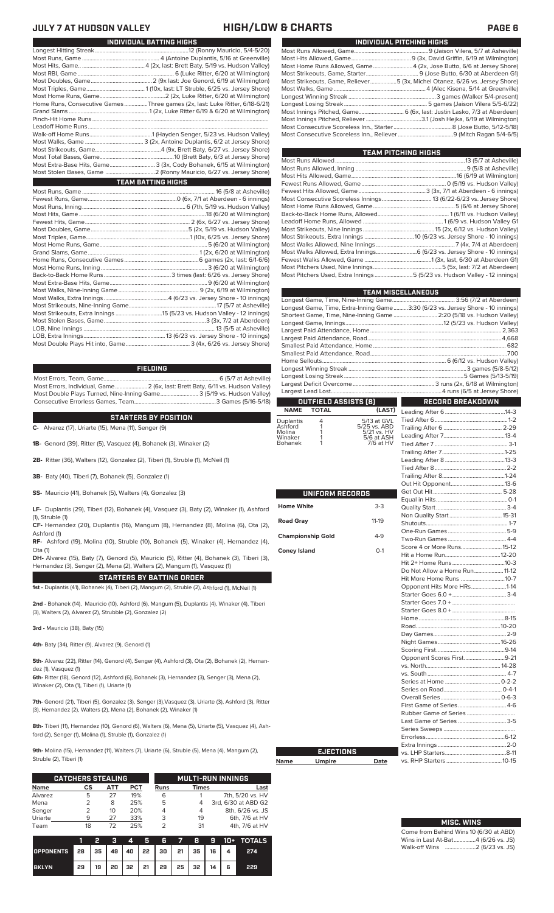# JULY 7 AT HUDSON VALLEY — HIGH/LOW & CHARTS

## INDIVIDUAL BATTING HIGHS

| | |
|---|---|
| Longest Hitting Streak | 12 (Ronny Mauricio, 5/4-5/20) |
| Most Runs, Game | 4 (Antoine Duplantis, 5/16 at Greenville) |
| Most Hits, Game | 4 (2x, last: Brett Baty, 5/19 vs. Hudson Valley) |
| Most RBI, Game | 6 (Luke Ritter, 6/20 at Wilmington) |
| Most Doubles, Game | 2 (9x last: Joe Genord, 6/19 at Wilmington) |
| Most Triples, Game | 1 (10x, last: LT Struble, 6/25 vs. Jersey Shore) |
| Most Home Runs, Game | 2 (2x, Luke Ritter, 6/20 at Wilmington) |
| Home Runs, Consecutive Games | Three games (2x, last: Luke Ritter, 6/18-6/21) |
| Grand Slams | 1 (2x, Luke Ritter 6/19 & 6/20 at Wilmington) |
| Pinch-Hit Home Runs | |
| Leadoff Home Runs | |
| Walk-off Home Runs | 1 (Hayden Senger, 5/23 vs. Hudson Valley) |
| Most Walks, Game | 3 (2x, Antoine Duplantis, 6/2 at Jersey Shore) |
| Most Strikeouts, Game | 4 (9x, Brett Baty, 6/27 vs. Jersey Shore) |
| Most Total Bases, Game | 10 (Brett Baty, 6/3 at Jersey Shore) |
| Most Extra-Base Hits, Game | 3 (3x, Cody Bohanek, 6/15 at Wilmington) |
| Most Stolen Bases, Game | 2 (Ronny Mauricio, 6/27 vs. Jersey Shore) |

## TEAM BATTING HIGHS

| | |
|---|---|
| Most Runs, Game | 16 (5/8 at Asheville) |
| Fewest Runs, Game | 0 (6x, 7/1 at Aberdeen - 6 innings) |
| Most Runs, Inning | 6 (7th, 5/19 vs. Hudson Valley) |
| Most Hits, Game | 18 (6/20 at Wilmington) |
| Fewest Hits, Game | 2 (2x, 6/27 vs. Jersey Shore) |
| Most Doubles, Game | 5 (2x, 5/19 vs. Hudson Valley) |
| Most Triples, Game | 1 (10x, 6/25 vs. Jersey Shore) |
| Most Home Runs, Game | 5 (6/20 at Wilmington) |
| Grand Slams, Game | 1 (2x, 6/20 at Wilmington) |
| Home Runs, Consecutive Games | 6 games (2x, last: 6/1-6/6) |
| Most Home Runs, Inning | 3 (6/20 at Wilmington) |
| Back-to-Back Home Runs | 3 times (last: 6/26 vs. Jersey Shore) |
| Most Extra-Base Hits, Game | 9 (6/20 at Wilmington) |
| Most Walks, Nine-Inning Game | 9 (2x, 6/19 at Wilmington) |
| Most Walks, Extra Innings | 4 (6/23 vs. Jersey Shore - 10 innings) |
| Most Strikeouts, Nine-Inning Game | 17 (5/7 at Asheville) |
| Most Strikeouts, Extra Innings | 15 (5/23 vs. Hudson Valley - 12 innings) |
| Most Stolen Bases, Game | 3 (3x, 7/2 at Aberdeen) |
| LOB, Nine Innings | 13 (5/5 at Asheville) |
| LOB, Extra Innings | 13 (6/23 vs. Jersey Shore - 10 innings) |
| Most Double Plays Hit into, Game | 3 (4x, 6/26 vs. Jersey Shore) |

## FIELDING

| | |
|---|---|
| Most Errors, Team, Game | 6 (5/7 at Asheville) |
| Most Errors, Individual, Game | 2 (6x, last: Brett Baty, 6/11 vs. Hudson Valley) |
| Most Double Plays Turned, Nine-Inning Game | 3 (5/19 vs. Hudson Valley) |
| Consecutive Errorless Games, Team | 3 Games (5/16-5/18) |

## STARTERS BY POSITION

**C-** Alvarez (17), Uriarte (15), Mena (11), Senger (9)

**1B-** Genord (39), Ritter (5), Vasquez (4), Bohanek (3), Winaker (2)

**2B-** Ritter (36), Walters (12), Gonzalez (2), Tiberi (1), Struble (1), McNeil (1)

**3B-** Baty (40), Tiberi (7), Bohanek (5), Gonzalez (1)

**SS-** Mauricio (41), Bohanek (5), Walters (4), Gonzalez (3)

**LF-** Duplantis (29), Tiberi (12), Bohanek (4), Vasquez (3), Baty (2), Winaker (1), Ashford (1), Struble (1)

**CF-** Hernandez (20), Duplantis (16), Mangum (8), Hernandez (8), Molina (6), Ota (2), Ashford (1)

**RF-** Ashford (19), Molina (10), Struble (10), Bohanek (5), Winaker (4), Hernandez (4), Ota (1)

**DH-** Alvarez (15), Baty (7), Genord (5), Mauricio (5), Ritter (4), Bohanek (3), Tiberi (3), Hernandez (3), Senger (2), Mena (2), Walters (2), Mangum (1), Vasquez (1)

## STARTERS BY BATTING ORDER

**1st -** Duplantis (41), Bohanek (4), Tiberi (2), Mangum (2), Struble (2), Ashford (1), McNeil (1)

**2nd -** Bohanek (14), Mauricio (10), Ashford (6), Mangum (5), Duplantis (4), Winaker (4), Tiberi (3), Walters (2), Struble (2), Gonzalez (2)

**3rd -** Mauricio (38), Baty (15)

**4th-** Baty (34), Ritter (9), Alvarez (9), Genord (1)

**5th-** Alvarez (22), Ritter (14), Genord (4), Senger (4), Ashford (3), Ota (2), Bohanek (2), Hernandez (1), Vasquez (1)

**6th-** Ritter (18), Genord (12), Ashford (6), Bohanek (4), Hernandez (3), Senger (3), Mena (2), Winaker (2), Ota (1), Tiberi (1), Uriarte (1)

**7th-** Genord (21), Tiberi (5), Gonzalez (3), Senger (3),Vasquez (3), Uriarte (3), Ashford (3), Ritter (3), Hernandez (2), Walters (2), Mena (2), Bohanek (2), Winaker (1)

**8th-** Tiberi (11), Hernandez (10), Genord (6), Walters (6), Mena (5), Uriarte (5), Vasquez (4), Ashford (2), Senger (1), Molina (1), Struble (1), Gonzalez (1)

**9th-** Molina (15), Hernandez (11), Walters (7), Uriarte (6), Struble (5), Mena (4), Mangum (2), Struble (2), Tiberi (1)

## CATCHERS STEALING

| Name | CS | ATT | PCT |
|---|---|---|---|
| Alvarez | 5 | 27 | 19% |
| Mena | 2 | 8 | 25% |
| Senger | 2 | 10 | 20% |
| Uriarte | 9 | 27 | 33% |
| Team | 18 | 72 | 25% |

## MULTI-RUN INNINGS

| Runs | Times | Last |
|---|---|---|
| 6 | 1 | 7th, 5/20 vs. HV |
| 5 | 4 | 3rd, 6/30 at ABD G2 |
| 4 | 4 | 8th, 6/26 vs. JS |
| 3 | 19 | 6th, 7/6 at HV |
| 2 | 31 | 4th, 7/6 at HV |

| | 1 | 2 | 3 | 4 | 5 | 6 | 7 | 8 | 9 | 10+ | TOTALS |
|---|---|---|---|---|---|---|---|---|---|---|---|
| OPPONENTS | 28 | 35 | 49 | 40 | 22 | 30 | 21 | 35 | 16 | 4 | 274 |
| BKLYN | 29 | 19 | 20 | 32 | 21 | 29 | 25 | 32 | 14 | 6 | 229 |

## INDIVIDUAL PITCHING HIGHS

| | |
|---|---|
| Most Runs Allowed, Game | 9 (Jaison Vilera, 5/7 at Asheville) |
| Most Hits Allowed, Game | 9 (3x, David Griffin, 6/19 at Wilmington) |
| Most Home Runs Allowed, Game | 4 (2x, Jose Butto, 6/6 at Jersey Shore) |
| Most Strikeouts, Game, Starter | 9 (Jose Butto, 6/30 at Aberdeen G1) |
| Most Strikeouts, Game, Reliever | 5 (3x, Michel Otanez, 6/26 vs. Jersey Shore) |
| Most Walks, Game | 4 (Alec Kisena, 5/14 at Greenville) |
| Longest Winning Streak | 3 games (Walker 5-4present) |
| Longest Losing Streak | 5 games (Jaison Vilera 5/5-6/22) |
| Most Innings Pitched, Game | 6 (6x, last: Justin Lasko, 7/3 at Aberdeen) |
| Most Innings Pitched, Reliever | 3.1 (Josh Hejka, 6/19 at Wilmington) |
| Most Consecutive Scoreless Inn., Starter | 8 (Jose Butto, 5/12-5/18) |
| Most Consecutive Scoreless Inn., Reliever | 9 (Mitch Ragan 5/4-6/5) |

## TEAM PITCHING HIGHS

| | |
|---|---|
| Most Runs Allowed | 13 (5/7 at Asheville) |
| Most Runs Allowed, Inning | 9 (5/8 at Asheville) |
| Most Hits Allowed, Game | 16 (6/19 at Wilmington) |
| Fewest Runs Allowed, Game | 0 (5/19 vs. Hudson Valley) |
| Fewest Hits Allowed, Game | 3 (3x, 7/1 at Aberdeen - 6 innings) |
| Most Consecutive Scoreless Innings | 13 (6/22-6/23 vs. Jersey Shore) |
| Most Home Runs Allowed, Game | 5 (6/6 at Jersey Shore) |
| Back-to-Back Home Runs, Allowed | 1 (6/11 vs. Hudson Valley) |
| Leadoff Home Runs, Allowed | 1 (6/9 vs. Hudson Valley G1 |
| Most Strikeouts, Nine Innings | 15 (2x, 6/12 vs. Hudson Valley) |
| Most Strikeouts, Extra Innings | 10 (6/23 vs. Jersey Shore - 10 innings) |
| Most Walks Allowed, Nine Innings | 7 (4x, 7/4 at Aberdeen) |
| Most Walks Allowed, Extra Innings | 6 (6/23 vs. Jersey Shore - 10 innings) |
| Fewest Walks Allowed, Game | 1 (3x, last: 6/30 at Aberdeen G1) |
| Most Pitchers Used, Nine Innings | 5 (5x, last: 7/2 at Aberdeen) |
| Most Pitchers Used, Extra Innings | 5 (5/23 vs. Hudson Valley - 12 innings) |

## TEAM MISCELLANEOUS

| | |
|---|---|
| Longest Game, Time, Nine-Inning Game | 3:56 (7/2 at Aberdeen) |
| Longest Game, Time, Extra-Inning Game | 3:30 (6/23 vs. Jersey Shore - 10 innings) |
| Shortest Game, Time, Nine-Inning Game | 2:20 (5/18 vs. Hudson Valley) |
| Longest Game, Innings | 12 (5/23 vs. Hudson Valley) |
| Largest Paid Attendance, Home | 2,363 |
| Largest Paid Attendance, Road | 4,668 |
| Smallest Paid Attendance, Home | 682 |
| Smallest Paid Attendance, Road | 700 |
| Home Sellouts | 6 (6/12 vs. Hudson Valley) |
| Longest Winning Streak | 3 games (5/8-5/12) |
| Longest Losing Streak | 5 Games (5/13-5/19) |
| Largest Deficit Overcome | 3 runs (2x, 6/18 at Wilmington) |
| Largest Lead Lost | 4 runs (6/5 at Jersey Shore) |

## OUTFIELD ASSISTS (8)

| NAME | TOTAL | (LAST) |
|---|---|---|
| Duplantis | 4 | 5/13 at GVL |
| Ashford | 1 | 5/25 vs. ABD |
| Molina | 1 | 5/21 vs. HV |
| Winaker | 1 | 5/6 at ASH |
| Bohanek | 1 | 7/6 at HV |

## UNIFORM RECORDS

| | |
|---|---|
| Home White | 3-3 |
| Road Gray | 11-19 |
| Championship Gold | 4-9 |
| Coney Island | 0-1 |

## EJECTIONS

| Name | Umpire | Date |
|---|---|---|

## RECORD BREAKDOWN

| | |
|---|---|
| Leading After 6 | 14-3 |
| Tied After 6 | 1-2 |
| Trailing After 6 | 2-29 |
| Leading After 7 | 13-4 |
| Tied After 7 | 3-1 |
| Trailing After 7 | 1-25 |
| Leading After 8 | 13-3 |
| Tied After 8 | 2-2 |
| Trailing After 8 | 1-24 |
| Out Hit Opponent | 13-6 |
| Get Out Hit | 5-28 |
| Equal in Hits | 0-1 |
| Quality Start | 3-4 |
| Non Quality Start | 15-31 |
| Shutouts | 1-7 |
| One-Run Games | 5-9 |
| Two-Run Games | 4-4 |
| Score 4 or More Runs | 15-12 |
| Hit a Home Run | 12-20 |
| Hit 2+ Home Runs | 10-3 |
| Do Not Allow a Home Run | 11-12 |
| Hit More Home Runs | 10-7 |
| Opponent Hits More HRs | 1-14 |
| Starter Goes 6.0 + | 3-4 |
| Starter Goes 7.0 + | |
| Starter Goes 8.0 + | |
| Home | 8-15 |
| Road | 10-20 |
| Day Games | 2-9 |
| Night Games | 16-26 |
| Scoring First | 9-14 |
| Opponent Scores First | 9-21 |
| vs. North | 14-28 |
| vs. South | 4-7 |
| Series at Home | 0-2-2 |
| Series on Road | 0-4-1 |
| Overall Series | 0-6-3 |
| First Game of Series | 4-6 |
| Rubber Game of Series | |
| Last Game of Series | 3-5 |
| Series Sweeps | |
| Errorless | 6-12 |
| Extra Innings | 2-0 |
| vs. LHP Starters | 8-11 |
| vs. RHP Starters | 10-15 |

## MISC. WINS

| | |
|---|---|
| Come from Behind Wins | 10 (6/30 at ABD) |
| Wins in Last At-Bat | 4 (6/26 vs. JS) |
| Walk-off Wins | 2 (6/23 vs. JS) |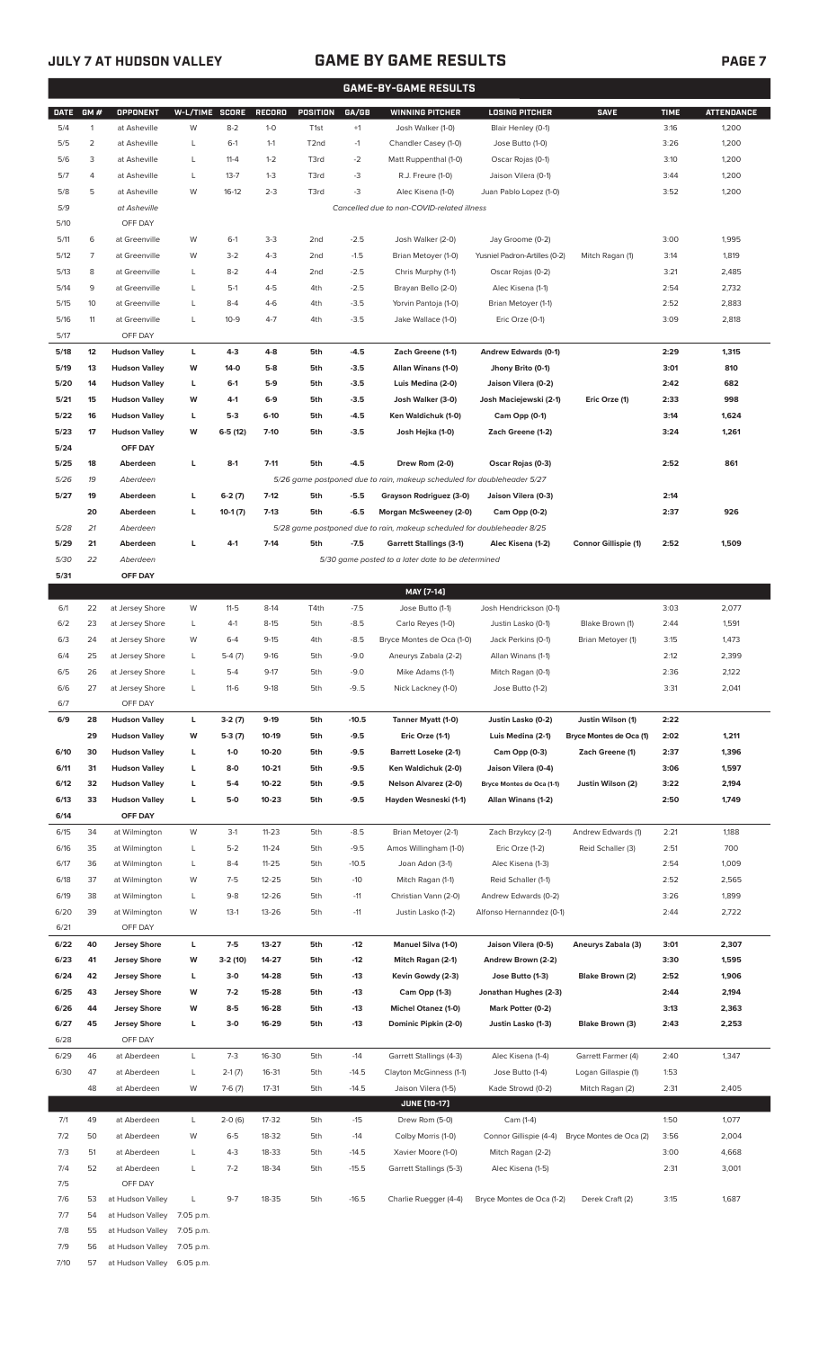## JULY 7 AT HUDSON VALLEY — GAME BY GAME RESULTS

### GAME-BY-GAME RESULTS

| DATE | GM # | OPPONENT | W-L/TIME | SCORE | RECORD | POSITION | GA/GB | WINNING PITCHER | LOSING PITCHER | SAVE | TIME | ATTENDANCE |
|---|---|---|---|---|---|---|---|---|---|---|---|---|
| 5/4 | 1 | at Asheville | W | 8-2 | 1-0 | T1st | +1 | Josh Walker (1-0) | Blair Henley (0-1) | | 3:16 | 1,200 |
| 5/5 | 2 | at Asheville | L | 6-1 | 1-1 | T2nd | -1 | Chandler Casey (1-0) | Jose Butto (1-0) | | 3:26 | 1,200 |
| 5/6 | 3 | at Asheville | L | 11-4 | 1-2 | T3rd | -2 | Matt Ruppenthal (1-0) | Oscar Rojas (0-1) | | 3:10 | 1,200 |
| 5/7 | 4 | at Asheville | L | 13-7 | 1-3 | T3rd | -3 | R.J. Freure (1-0) | Jaison Vilera (0-1) | | 3:44 | 1,200 |
| 5/8 | 5 | at Asheville | W | 16-12 | 2-3 | T3rd | -3 | Alec Kisena (1-0) | Juan Pablo Lopez (1-0) | | 3:52 | 1,200 |
| 5/9 | | at Asheville | | | | | | *Cancelled due to non-COVID-related illness* | | | | |
| 5/10 | | OFF DAY | | | | | | | | | | |
| 5/11 | 6 | at Greenville | W | 6-1 | 3-3 | 2nd | -2.5 | Josh Walker (2-0) | Jay Groome (0-2) | | 3:00 | 1,995 |
| 5/12 | 7 | at Greenville | W | 3-2 | 4-3 | 2nd | -1.5 | Brian Metoyer (1-0) | Yusniel Padron-Artilles (0-2) | Mitch Ragan (1) | 3:14 | 1,819 |
| 5/13 | 8 | at Greenville | L | 8-2 | 4-4 | 2nd | -2.5 | Chris Murphy (1-1) | Oscar Rojas (0-2) | | 3:21 | 2,485 |
| 5/14 | 9 | at Greenville | L | 5-1 | 4-5 | 4th | -2.5 | Brayan Bello (2-0) | Alec Kisena (1-1) | | 2:54 | 2,732 |
| 5/15 | 10 | at Greenville | L | 8-4 | 4-6 | 4th | -3.5 | Yorvin Pantoja (1-0) | Brian Metoyer (1-1) | | 2:52 | 2,883 |
| 5/16 | 11 | at Greenville | L | 10-9 | 4-7 | 4th | -3.5 | Jake Wallace (1-0) | Eric Orze (0-1) | | 3:09 | 2,818 |
| 5/17 | | OFF DAY | | | | | | | | | | |
| **5/18** | **12** | **Hudson Valley** | **L** | **4-3** | **4-8** | **5th** | **-4.5** | **Zach Greene (1-1)** | **Andrew Edwards (0-1)** | | **2:29** | **1,315** |
| **5/19** | **13** | **Hudson Valley** | **W** | **14-0** | **5-8** | **5th** | **-3.5** | **Allan Winans (1-0)** | **Jhony Brito (0-1)** | | **3:01** | **810** |
| **5/20** | **14** | **Hudson Valley** | **L** | **6-1** | **5-9** | **5th** | **-3.5** | **Luis Medina (2-0)** | **Jaison Vilera (0-2)** | | **2:42** | **682** |
| **5/21** | **15** | **Hudson Valley** | **W** | **4-1** | **6-9** | **5th** | **-3.5** | **Josh Walker (3-0)** | **Josh Maciejewski (2-1)** | **Eric Orze (1)** | **2:33** | **998** |
| **5/22** | **16** | **Hudson Valley** | **L** | **5-3** | **6-10** | **5th** | **-4.5** | **Ken Waldichuk (1-0)** | **Cam Opp (0-1)** | | **3:14** | **1,624** |
| **5/23** | **17** | **Hudson Valley** | **W** | **6-5 (12)** | **7-10** | **5th** | **-3.5** | **Josh Hejka (1-0)** | **Zach Greene (1-2)** | | **3:24** | **1,261** |
| **5/24** | | **OFF DAY** | | | | | | | | | | |
| **5/25** | **18** | **Aberdeen** | **L** | **8-1** | **7-11** | **5th** | **-4.5** | **Drew Rom (2-0)** | **Oscar Rojas (0-3)** | | **2:52** | **861** |
| *5/26* | *19* | *Aberdeen* | | | | | | *5/26 game postponed due to rain, makeup scheduled for doubleheader 5/27* | | | | |
| **5/27** | **19** | **Aberdeen** | **L** | **6-2 (7)** | **7-12** | **5th** | **-5.5** | **Grayson Rodriguez (3-0)** | **Jaison Vilera (0-3)** | | **2:14** | |
| | **20** | **Aberdeen** | **L** | **10-1 (7)** | **7-13** | **5th** | **-6.5** | **Morgan McSweeney (2-0)** | **Cam Opp (0-2)** | | **2:37** | **926** |
| *5/28* | *21* | *Aberdeen* | | | | | | *5/28 game postponed due to rain, makeup scheduled for doubleheader 8/25* | | | | |
| **5/29** | **21** | **Aberdeen** | **L** | **4-1** | **7-14** | **5th** | **-7.5** | **Garrett Stallings (3-1)** | **Alec Kisena (1-2)** | **Connor Gillispie (1)** | **2:52** | **1,509** |
| *5/30* | *22* | *Aberdeen* | | | | | | *5/30 game posted to a later date to be determined* | | | | |
| **5/31** | | **OFF DAY** | | | | | | | | | | |
| | | | | | | | | **MAY [7-14]** | | | | |
| 6/1 | 22 | at Jersey Shore | W | 11-5 | 8-14 | T4th | -7.5 | Jose Butto (1-1) | Josh Hendrickson (0-1) | | 3:03 | 2,077 |
| 6/2 | 23 | at Jersey Shore | L | 4-1 | 8-15 | 5th | -8.5 | Carlo Reyes (1-0) | Justin Lasko (0-1) | Blake Brown (1) | 2:44 | 1,591 |
| 6/3 | 24 | at Jersey Shore | W | 6-4 | 9-15 | 4th | -8.5 | Bryce Montes de Oca (1-0) | Jack Perkins (0-1) | Brian Metoyer (1) | 3:15 | 1,473 |
| 6/4 | 25 | at Jersey Shore | L | 5-4 (7) | 9-16 | 5th | -9.0 | Aneurys Zabala (2-2) | Allan Winans (1-1) | | 2:12 | 2,399 |
| 6/5 | 26 | at Jersey Shore | L | 5-4 | 9-17 | 5th | -9.0 | Mike Adams (1-1) | Mitch Ragan (0-1) | | 2:36 | 2,122 |
| 6/6 | 27 | at Jersey Shore | L | 11-6 | 9-18 | 5th | -9..5 | Nick Lackney (1-0) | Jose Butto (1-2) | | 3:31 | 2,041 |
| 6/7 | | OFF DAY | | | | | | | | | | |
| **6/9** | **28** | **Hudson Valley** | **L** | **3-2 (7)** | **9-19** | **5th** | **-10.5** | **Tanner Myatt (1-0)** | **Justin Lasko (0-2)** | **Justin Wilson (1)** | **2:22** | |
| | **29** | **Hudson Valley** | **W** | **5-3 (7)** | **10-19** | **5th** | **-9.5** | **Eric Orze (1-1)** | **Luis Medina (2-1)** | **Bryce Montes de Oca (1)** | **2:02** | **1,211** |
| **6/10** | **30** | **Hudson Valley** | **L** | **1-0** | **10-20** | **5th** | **-9.5** | **Barrett Loseke (2-1)** | **Cam Opp (0-3)** | **Zach Greene (1)** | **2:37** | **1,396** |
| **6/11** | **31** | **Hudson Valley** | **L** | **8-0** | **10-21** | **5th** | **-9.5** | **Ken Waldichuk (2-0)** | **Jaison Vilera (0-4)** | | **3:06** | **1,597** |
| **6/12** | **32** | **Hudson Valley** | **L** | **5-4** | **10-22** | **5th** | **-9.5** | **Nelson Alvarez (2-0)** | **Bryce Montes de Oca (1-1)** | **Justin Wilson (2)** | **3:22** | **2,194** |
| **6/13** | **33** | **Hudson Valley** | **L** | **5-0** | **10-23** | **5th** | **-9.5** | **Hayden Wesneski (1-1)** | **Allan Winans (1-2)** | | **2:50** | **1,749** |
| **6/14** | | **OFF DAY** | | | | | | | | | | |
| 6/15 | 34 | at Wilmington | W | 3-1 | 11-23 | 5th | -8.5 | Brian Metoyer (2-1) | Zach Brzykcy (2-1) | Andrew Edwards (1) | 2:21 | 1,188 |
| 6/16 | 35 | at Wilmington | L | 5-2 | 11-24 | 5th | -9.5 | Amos Willingham (1-0) | Eric Orze (1-2) | Reid Schaller (3) | 2:51 | 700 |
| 6/17 | 36 | at Wilmington | L | 8-4 | 11-25 | 5th | -10.5 | Joan Adon (3-1) | Alec Kisena (1-3) | | 2:54 | 1,009 |
| 6/18 | 37 | at Wilmington | W | 7-5 | 12-25 | 5th | -10 | Mitch Ragan (1-1) | Reid Schaller (1-1) | | 2:52 | 2,565 |
| 6/19 | 38 | at Wilmington | L | 9-8 | 12-26 | 5th | -11 | Christian Vann (2-0) | Andrew Edwards (0-2) | | 3:26 | 1,899 |
| 6/20 | 39 | at Wilmington | W | 13-1 | 13-26 | 5th | -11 | Justin Lasko (1-2) | Alfonso Hernanndez (0-1) | | 2:44 | 2,722 |
| 6/21 | | OFF DAY | | | | | | | | | | |
| **6/22** | **40** | **Jersey Shore** | **L** | **7-5** | **13-27** | **5th** | **-12** | **Manuel Silva (1-0)** | **Jaison Vilera (0-5)** | **Aneurys Zabala (3)** | **3:01** | **2,307** |
| **6/23** | **41** | **Jersey Shore** | **W** | **3-2 (10)** | **14-27** | **5th** | **-12** | **Mitch Ragan (2-1)** | **Andrew Brown (2-2)** | | **3:30** | **1,595** |
| **6/24** | **42** | **Jersey Shore** | **L** | **3-0** | **14-28** | **5th** | **-13** | **Kevin Gowdy (2-3)** | **Jose Butto (1-3)** | **Blake Brown (2)** | **2:52** | **1,906** |
| **6/25** | **43** | **Jersey Shore** | **W** | **7-2** | **15-28** | **5th** | **-13** | **Cam Opp (1-3)** | **Jonathan Hughes (2-3)** | | **2:44** | **2,194** |
| **6/26** | **44** | **Jersey Shore** | **W** | **8-5** | **16-28** | **5th** | **-13** | **Michel Otanez (1-0)** | **Mark Potter (0-2)** | | **3:13** | **2,363** |
| **6/27** | **45** | **Jersey Shore** | **L** | **3-0** | **16-29** | **5th** | **-13** | **Dominic Pipkin (2-0)** | **Justin Lasko (1-3)** | **Blake Brown (3)** | **2:43** | **2,253** |
| 6/28 | | OFF DAY | | | | | | | | | | |
| 6/29 | 46 | at Aberdeen | L | 7-3 | 16-30 | 5th | -14 | Garrett Stallings (4-3) | Alec Kisena (1-4) | Garrett Farmer (4) | 2:40 | 1,347 |
| 6/30 | 47 | at Aberdeen | L | 2-1 (7) | 16-31 | 5th | -14.5 | Clayton McGinness (1-1) | Jose Butto (1-4) | Logan Gillaspie (1) | 1:53 | |
| | 48 | at Aberdeen | W | 7-6 (7) | 17-31 | 5th | -14.5 | Jaison Vilera (1-5) | Kade Strowd (0-2) | Mitch Ragan (2) | 2:31 | 2,405 |
| | | | | | | | | **JUNE [10-17]** | | | | |
| 7/1 | 49 | at Aberdeen | L | 2-0 (6) | 17-32 | 5th | -15 | Drew Rom (5-0) | Cam (1-4) | | 1:50 | 1,077 |
| 7/2 | 50 | at Aberdeen | W | 6-5 | 18-32 | 5th | -14 | Colby Morris (1-0) | Connor Gillispie (4-4) | Bryce Montes de Oca (2) | 3:56 | 2,004 |
| 7/3 | 51 | at Aberdeen | L | 4-3 | 18-33 | 5th | -14.5 | Xavier Moore (1-0) | Mitch Ragan (2-2) | | 3:00 | 4,668 |
| 7/4 | 52 | at Aberdeen | L | 7-2 | 18-34 | 5th | -15.5 | Garrett Stallings (5-3) | Alec Kisena (1-5) | | 2:31 | 3,001 |
| 7/5 | | OFF DAY | | | | | | | | | | |
| 7/6 | 53 | at Hudson Valley | L | 9-7 | 18-35 | 5th | -16.5 | Charlie Ruegger (4-4) | Bryce Montes de Oca (1-2) | Derek Craft (2) | 3:15 | 1,687 |
| 7/7 | 54 | at Hudson Valley | 7:05 p.m. | | | | | | | | | |
| 7/8 | 55 | at Hudson Valley | 7:05 p.m. | | | | | | | | | |
| 7/9 | 56 | at Hudson Valley | 7:05 p.m. | | | | | | | | | |
| 7/10 | 57 | at Hudson Valley | 6:05 p.m. | | | | | | | | | |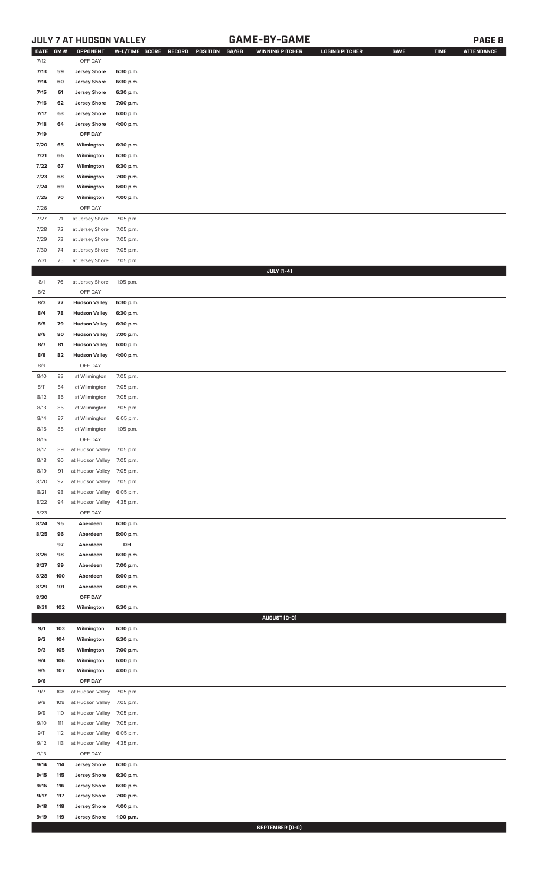# JULY 7 AT HUDSON VALLEY — GAME-BY-GAME

| DATE | GM # | OPPONENT | W-L/TIME | SCORE | RECORD | POSITION | GA/GB | WINNING PITCHER | LOSING PITCHER | SAVE | TIME | ATTENDANCE |
|---|---|---|---|---|---|---|---|---|---|---|---|---|
| 7/12 | | OFF DAY | | | | | | | | | | |
| 7/13 | 59 | Jersey Shore | 6:30 p.m. | | | | | | | | | |
| 7/14 | 60 | Jersey Shore | 6:30 p.m. | | | | | | | | | |
| 7/15 | 61 | Jersey Shore | 6:30 p.m. | | | | | | | | | |
| 7/16 | 62 | Jersey Shore | 7:00 p.m. | | | | | | | | | |
| 7/17 | 63 | Jersey Shore | 6:00 p.m. | | | | | | | | | |
| 7/18 | 64 | Jersey Shore | 4:00 p.m. | | | | | | | | | |
| 7/19 | | OFF DAY | | | | | | | | | | |
| 7/20 | 65 | Wilmington | 6:30 p.m. | | | | | | | | | |
| 7/21 | 66 | Wilmington | 6:30 p.m. | | | | | | | | | |
| 7/22 | 67 | Wilmington | 6:30 p.m. | | | | | | | | | |
| 7/23 | 68 | Wilmington | 7:00 p.m. | | | | | | | | | |
| 7/24 | 69 | Wilmington | 6:00 p.m. | | | | | | | | | |
| 7/25 | 70 | Wilmington | 4:00 p.m. | | | | | | | | | |
| 7/26 | | OFF DAY | | | | | | | | | | |
| 7/27 | 71 | at Jersey Shore | 7:05 p.m. | | | | | | | | | |
| 7/28 | 72 | at Jersey Shore | 7:05 p.m. | | | | | | | | | |
| 7/29 | 73 | at Jersey Shore | 7:05 p.m. | | | | | | | | | |
| 7/30 | 74 | at Jersey Shore | 7:05 p.m. | | | | | | | | | |
| 7/31 | 75 | at Jersey Shore | 7:05 p.m. | | | | | | | | | |
| | | | | | | | | JULY (1-4) | | | | |
| 8/1 | 76 | at Jersey Shore | 1:05 p.m. | | | | | | | | | |
| 8/2 | | OFF DAY | | | | | | | | | | |
| 8/3 | 77 | Hudson Valley | 6:30 p.m. | | | | | | | | | |
| 8/4 | 78 | Hudson Valley | 6:30 p.m. | | | | | | | | | |
| 8/5 | 79 | Hudson Valley | 6:30 p.m. | | | | | | | | | |
| 8/6 | 80 | Hudson Valley | 7:00 p.m. | | | | | | | | | |
| 8/7 | 81 | Hudson Valley | 6:00 p.m. | | | | | | | | | |
| 8/8 | 82 | Hudson Valley | 4:00 p.m. | | | | | | | | | |
| 8/9 | | OFF DAY | | | | | | | | | | |
| 8/10 | 83 | at Wilmington | 7:05 p.m. | | | | | | | | | |
| 8/11 | 84 | at Wilmington | 7:05 p.m. | | | | | | | | | |
| 8/12 | 85 | at Wilmington | 7:05 p.m. | | | | | | | | | |
| 8/13 | 86 | at Wilmington | 7:05 p.m. | | | | | | | | | |
| 8/14 | 87 | at Wilmington | 6:05 p.m. | | | | | | | | | |
| 8/15 | 88 | at Wilmington | 1:05 p.m. | | | | | | | | | |
| 8/16 | | OFF DAY | | | | | | | | | | |
| 8/17 | 89 | at Hudson Valley | 7:05 p.m. | | | | | | | | | |
| 8/18 | 90 | at Hudson Valley | 7:05 p.m. | | | | | | | | | |
| 8/19 | 91 | at Hudson Valley | 7:05 p.m. | | | | | | | | | |
| 8/20 | 92 | at Hudson Valley | 7:05 p.m. | | | | | | | | | |
| 8/21 | 93 | at Hudson Valley | 6:05 p.m. | | | | | | | | | |
| 8/22 | 94 | at Hudson Valley | 4:35 p.m. | | | | | | | | | |
| 8/23 | | OFF DAY | | | | | | | | | | |
| 8/24 | 95 | Aberdeen | 6:30 p.m. | | | | | | | | | |
| 8/25 | 96 | Aberdeen | 5:00 p.m. | | | | | | | | | |
| | 97 | Aberdeen | DH | | | | | | | | | |
| 8/26 | 98 | Aberdeen | 6:30 p.m. | | | | | | | | | |
| 8/27 | 99 | Aberdeen | 7:00 p.m. | | | | | | | | | |
| 8/28 | 100 | Aberdeen | 6:00 p.m. | | | | | | | | | |
| 8/29 | 101 | Aberdeen | 4:00 p.m. | | | | | | | | | |
| 8/30 | | OFF DAY | | | | | | | | | | |
| 8/31 | 102 | Wilmington | 6:30 p.m. | | | | | | | | | |
| | | | | | | | | AUGUST (0-0) | | | | |
| 9/1 | 103 | Wilmington | 6:30 p.m. | | | | | | | | | |
| 9/2 | 104 | Wilmington | 6:30 p.m. | | | | | | | | | |
| 9/3 | 105 | Wilmington | 7:00 p.m. | | | | | | | | | |
| 9/4 | 106 | Wilmington | 6:00 p.m. | | | | | | | | | |
| 9/5 | 107 | Wilmington | 4:00 p.m. | | | | | | | | | |
| 9/6 | | OFF DAY | | | | | | | | | | |
| 9/7 | 108 | at Hudson Valley | 7:05 p.m. | | | | | | | | | |
| 9/8 | 109 | at Hudson Valley | 7:05 p.m. | | | | | | | | | |
| 9/9 | 110 | at Hudson Valley | 7:05 p.m. | | | | | | | | | |
| 9/10 | 111 | at Hudson Valley | 7:05 p.m. | | | | | | | | | |
| 9/11 | 112 | at Hudson Valley | 6:05 p.m. | | | | | | | | | |
| 9/12 | 113 | at Hudson Valley | 4:35 p.m. | | | | | | | | | |
| 9/13 | | OFF DAY | | | | | | | | | | |
| 9/14 | 114 | Jersey Shore | 6:30 p.m. | | | | | | | | | |
| 9/15 | 115 | Jersey Shore | 6:30 p.m. | | | | | | | | | |
| 9/16 | 116 | Jersey Shore | 6:30 p.m. | | | | | | | | | |
| 9/17 | 117 | Jersey Shore | 7:00 p.m. | | | | | | | | | |
| 9/18 | 118 | Jersey Shore | 4:00 p.m. | | | | | | | | | |
| 9/19 | 119 | Jersey Shore | 1:00 p.m. | | | | | | | | | |
| | | | | | | | | SEPTEMBER (0-0) | | | | |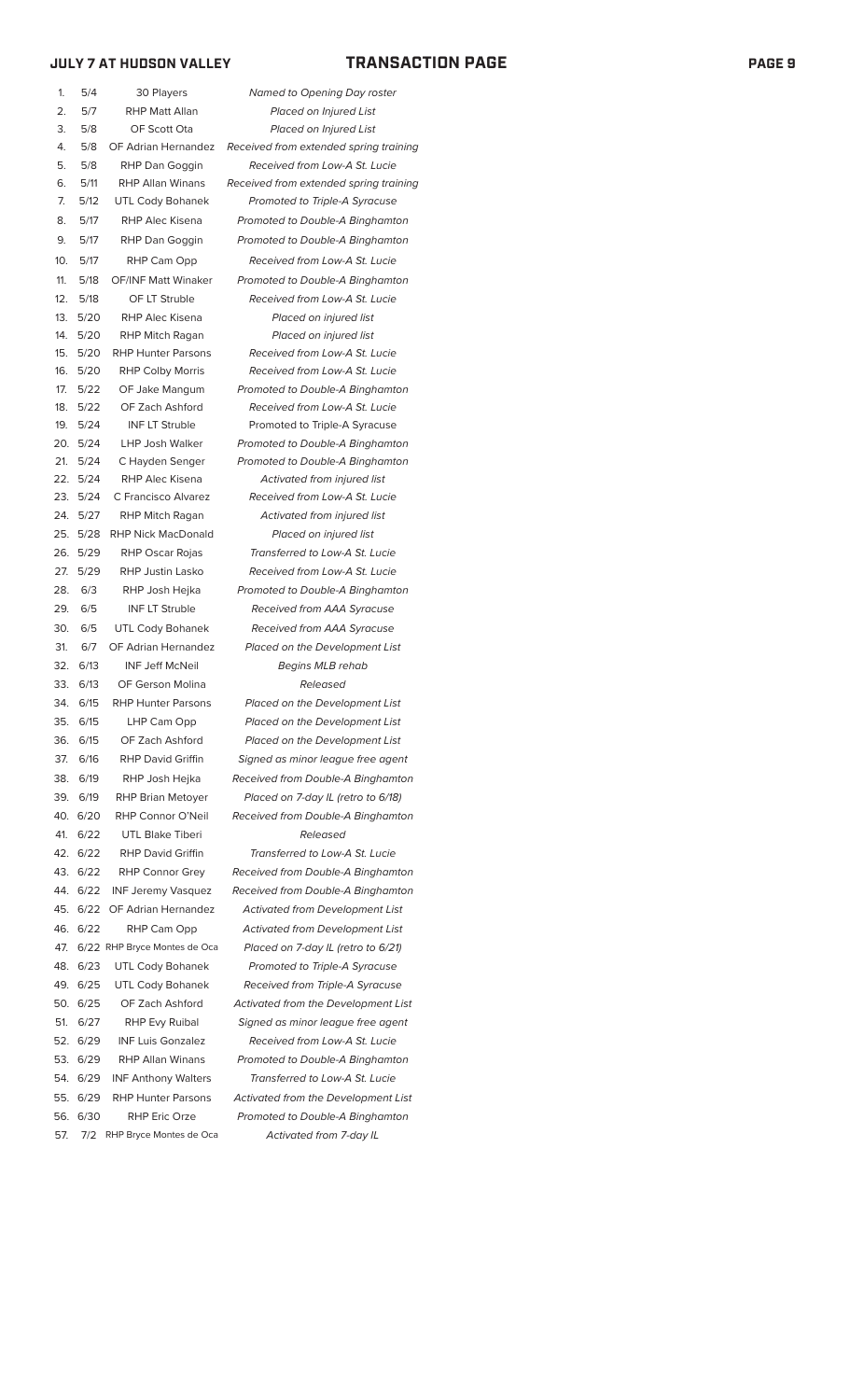## TRANSACTION PAGE

| | | | |
|---|---|---|---|
| 1. | 5/4 | 30 Players | *Named to Opening Day roster* |
| 2. | 5/7 | RHP Matt Allan | *Placed on Injured List* |
| 3. | 5/8 | OF Scott Ota | *Placed on Injured List* |
| 4. | 5/8 | OF Adrian Hernandez | *Received from extended spring training* |
| 5. | 5/8 | RHP Dan Goggin | *Received from Low-A St. Lucie* |
| 6. | 5/11 | RHP Allan Winans | *Received from extended spring training* |
| 7. | 5/12 | UTL Cody Bohanek | *Promoted to Triple-A Syracuse* |
| 8. | 5/17 | RHP Alec Kisena | *Promoted to Double-A Binghamton* |
| 9. | 5/17 | RHP Dan Goggin | *Promoted to Double-A Binghamton* |
| 10. | 5/17 | RHP Cam Opp | *Received from Low-A St. Lucie* |
| 11. | 5/18 | OF/INF Matt Winaker | *Promoted to Double-A Binghamton* |
| 12. | 5/18 | OF LT Struble | *Received from Low-A St. Lucie* |
| 13. | 5/20 | RHP Alec Kisena | *Placed on injured list* |
| 14. | 5/20 | RHP Mitch Ragan | *Placed on injured list* |
| 15. | 5/20 | RHP Hunter Parsons | *Received from Low-A St. Lucie* |
| 16. | 5/20 | RHP Colby Morris | *Received from Low-A St. Lucie* |
| 17. | 5/22 | OF Jake Mangum | *Promoted to Double-A Binghamton* |
| 18. | 5/22 | OF Zach Ashford | *Received from Low-A St. Lucie* |
| 19. | 5/24 | INF LT Struble | Promoted to Triple-A Syracuse |
| 20. | 5/24 | LHP Josh Walker | *Promoted to Double-A Binghamton* |
| 21. | 5/24 | C Hayden Senger | *Promoted to Double-A Binghamton* |
| 22. | 5/24 | RHP Alec Kisena | *Activated from injured list* |
| 23. | 5/24 | C Francisco Alvarez | *Received from Low-A St. Lucie* |
| 24. | 5/27 | RHP Mitch Ragan | *Activated from injured list* |
| 25. | 5/28 | RHP Nick MacDonald | *Placed on injured list* |
| 26. | 5/29 | RHP Oscar Rojas | *Transferred to Low-A St. Lucie* |
| 27. | 5/29 | RHP Justin Lasko | *Received from Low-A St. Lucie* |
| 28. | 6/3 | RHP Josh Hejka | *Promoted to Double-A Binghamton* |
| 29. | 6/5 | INF LT Struble | *Received from AAA Syracuse* |
| 30. | 6/5 | UTL Cody Bohanek | *Received from AAA Syracuse* |
| 31. | 6/7 | OF Adrian Hernandez | *Placed on the Development List* |
| 32. | 6/13 | INF Jeff McNeil | *Begins MLB rehab* |
| 33. | 6/13 | OF Gerson Molina | *Released* |
| 34. | 6/15 | RHP Hunter Parsons | *Placed on the Development List* |
| 35. | 6/15 | LHP Cam Opp | *Placed on the Development List* |
| 36. | 6/15 | OF Zach Ashford | *Placed on the Development List* |
| 37. | 6/16 | RHP David Griffin | *Signed as minor league free agent* |
| 38. | 6/19 | RHP Josh Hejka | *Received from Double-A Binghamton* |
| 39. | 6/19 | RHP Brian Metoyer | *Placed on 7-day IL (retro to 6/18)* |
| 40. | 6/20 | RHP Connor O'Neil | *Received from Double-A Binghamton* |
| 41. | 6/22 | UTL Blake Tiberi | *Released* |
| 42. | 6/22 | RHP David Griffin | *Transferred to Low-A St. Lucie* |
| 43. | 6/22 | RHP Connor Grey | *Received from Double-A Binghamton* |
| 44. | 6/22 | INF Jeremy Vasquez | *Received from Double-A Binghamton* |
| 45. | 6/22 | OF Adrian Hernandez | *Activated from Development List* |
| 46. | 6/22 | RHP Cam Opp | *Activated from Development List* |
| 47. | 6/22 | RHP Bryce Montes de Oca | *Placed on 7-day IL (retro to 6/21)* |
| 48. | 6/23 | UTL Cody Bohanek | *Promoted to Triple-A Syracuse* |
| 49. | 6/25 | UTL Cody Bohanek | *Received from Triple-A Syracuse* |
| 50. | 6/25 | OF Zach Ashford | *Activated from the Development List* |
| 51. | 6/27 | RHP Evy Ruibal | *Signed as minor league free agent* |
| 52. | 6/29 | INF Luis Gonzalez | *Received from Low-A St. Lucie* |
| 53. | 6/29 | RHP Allan Winans | *Promoted to Double-A Binghamton* |
| 54. | 6/29 | INF Anthony Walters | *Transferred to Low-A St. Lucie* |
| 55. | 6/29 | RHP Hunter Parsons | *Activated from the Development List* |
| 56. | 6/30 | RHP Eric Orze | *Promoted to Double-A Binghamton* |
| 57. | 7/2 | RHP Bryce Montes de Oca | *Activated from 7-day IL* |